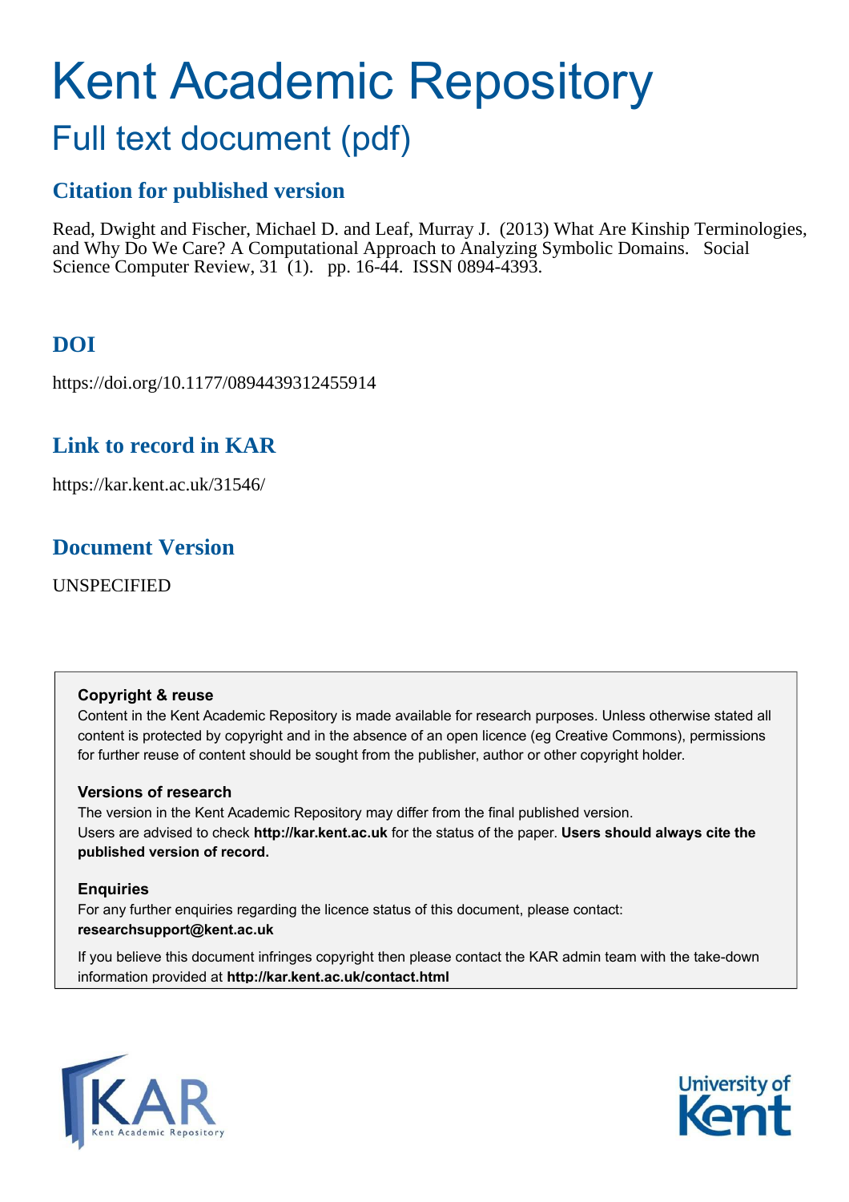# Kent Academic Repository

## Full text document (pdf)

### Citation for published version

Read, Dwight and Fischer, Michael D. and Leaf, Murray J. (2013) What Are Kinship Terminologies, and Why Do We Care? A Computational Approach to Analyzing Symbolic Domains. Social Science Computer Review, 31 (1). pp. 16-44. ISSN 0894-4393.

### DOI

https://doi.org/10.1177/0894439312455914

### Link to record in KAR

https://kar.kent.ac.uk/31546/

### Document Version

UNSPECIFIED

**Copyright & reuse**

Content in the Kent Academic Repository is made available for research purposes. Unless otherwise stated all content is protected by copyright and in the absence of an open licence (eg Creative Commons), permissions for further reuse of content should be sought from the publisher, author or other copyright holder.

**Versions of research**

The version in the Kent Academic Repository may differ from the final published version. Users are advised to check **http://kar.kent.ac.uk** for the status of the paper. **Users should always cite the published version of record.**

**Enquiries**

For any further enquiries regarding the licence status of this document, please contact: **researchsupport@kent.ac.uk**

If you believe this document infringes copyright then please contact the KAR admin team with the take-down information provided at **http://kar.kent.ac.uk/contact.html**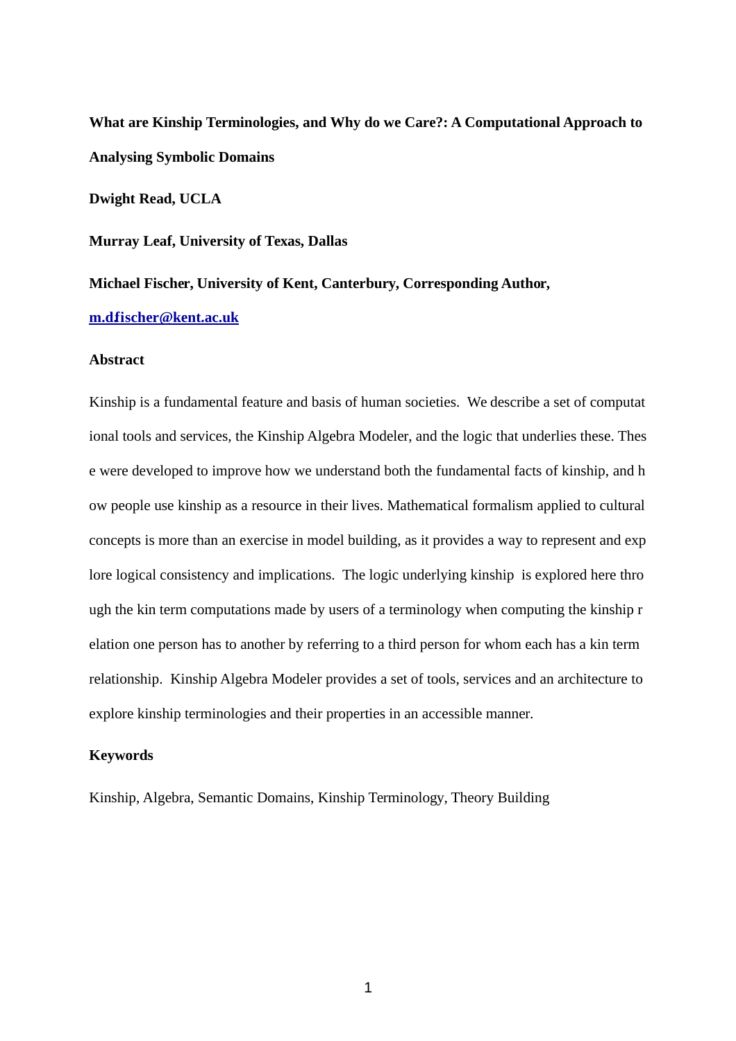**What are Kinship Terminologies, and Why do we Care?: A Computational Approach to Analysing Symbolic Domains**

**Dwight Read, UCLA**

**Murray Leaf, University of Texas, Dallas**

**Michael Fischer, University of Kent, Canterbury, Corresponding Author,**

**m.d.fischer@kent.ac.uk**

**Abstract**

Kinship is a fundamental feature and basis of human societies. We describe a set of computational tools and services, the Kinship Algebra Modeler, and the logic that underlies these. These were developed to improve how we understand both the fundamental facts of kinship, and how people use kinship as a resource in their lives. Mathematical formalism applied to cultural concepts is more than an exercise in model building, as it provides a way to represent and explore logical consistency and implications. The logic underlying kinship is explored here through the kin term computations made by users of a terminology when computing the kinship relation one person has to another by referring to a third person for whom each has a kin term relationship. Kinship Algebra Modeler provides a set of tools, services and an architecture to explore kinship terminologies and their properties in an accessible manner.

**Keywords**

Kinship, Algebra, Semantic Domains, Kinship Terminology, Theory Building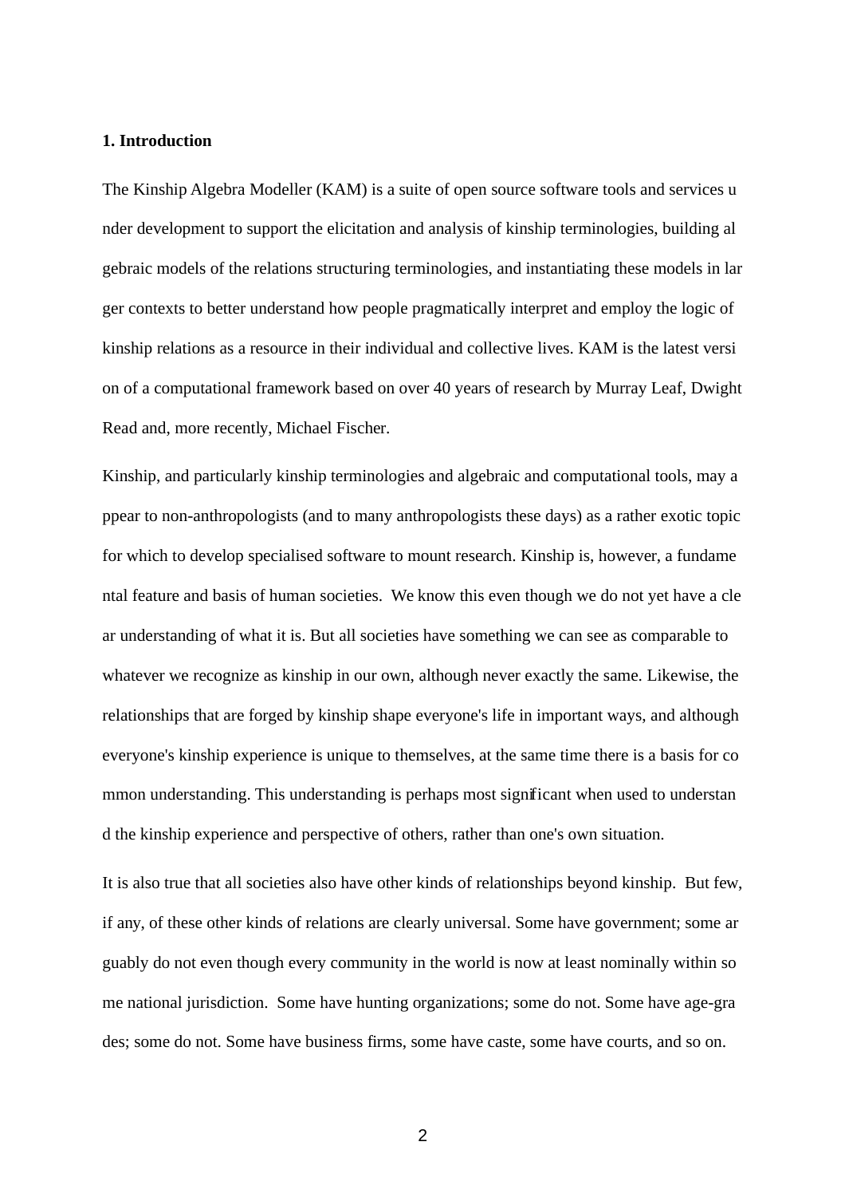## 1. Introduction

The Kinship Algebra Modeller (KAM) is a suite of open source software tools and services under development to support the elicitation and analysis of kinship terminologies, building algebraic models of the relations structuring terminologies, and instantiating these models in larger contexts to better understand how people pragmatically interpret and employ the logic of kinship relations as a resource in their individual and collective lives. KAM is the latest version of a computational framework based on over 40 years of research by Murray Leaf, Dwight Read and, more recently, Michael Fischer.

Kinship, and particularly kinship terminologies and algebraic and computational tools, may appear to non-anthropologists (and to many anthropologists these days) as a rather exotic topic for which to develop specialised software to mount research. Kinship is, however, a fundamental feature and basis of human societies.  We know this even though we do not yet have a clear understanding of what it is. But all societies have something we can see as comparable to whatever we recognize as kinship in our own, although never exactly the same. Likewise, the relationships that are forged by kinship shape everyone's life in important ways, and although everyone's kinship experience is unique to themselves, at the same time there is a basis for common understanding. This understanding is perhaps most significant when used to understand the kinship experience and perspective of others, rather than one's own situation.

It is also true that all societies also have other kinds of relationships beyond kinship.  But few, if any, of these other kinds of relations are clearly universal. Some have government; some arguably do not even though every community in the world is now at least nominally within some national jurisdiction.  Some have hunting organizations; some do not. Some have age-grades; some do not. Some have business firms, some have caste, some have courts, and so on.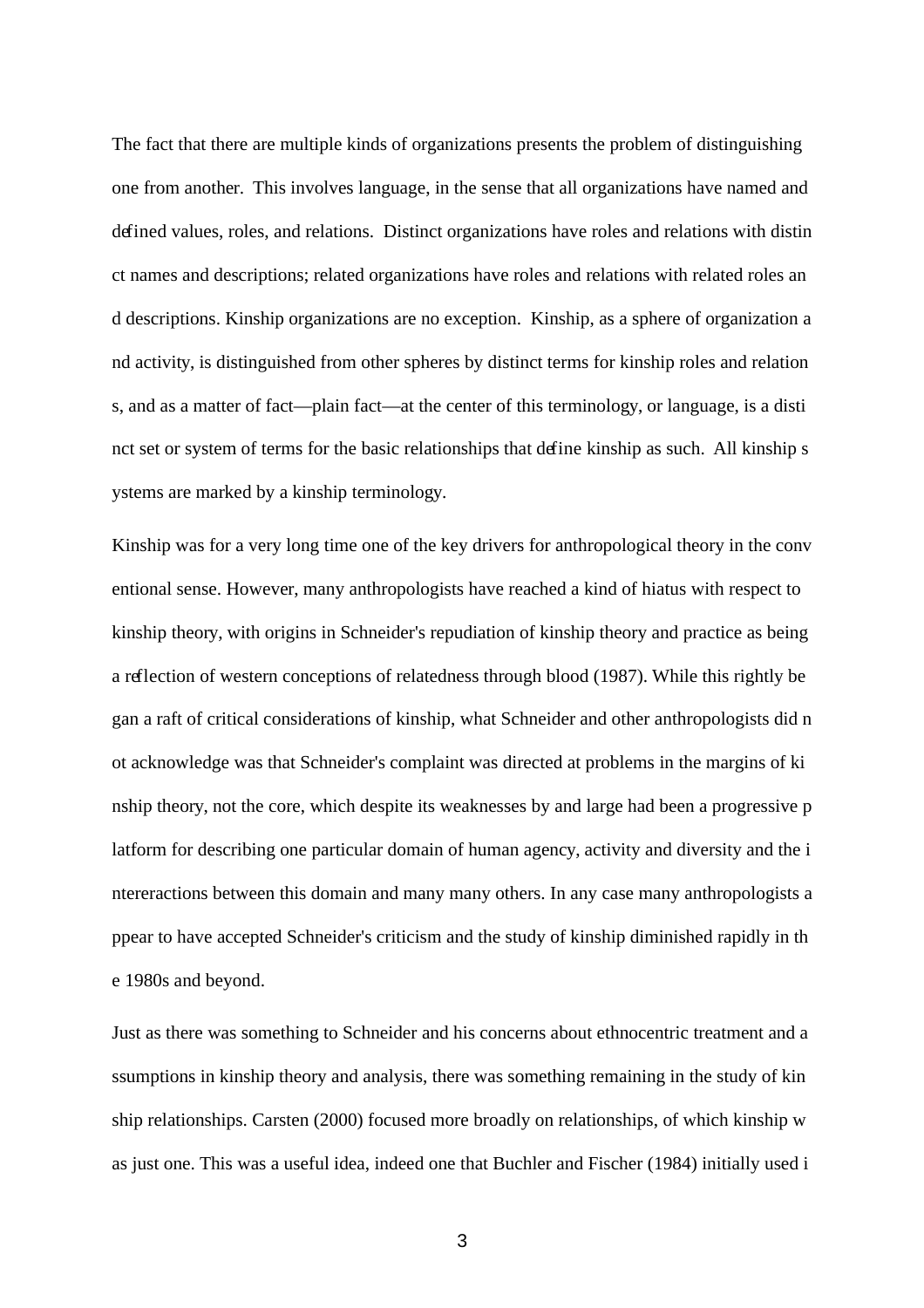The fact that there are multiple kinds of organizations presents the problem of distinguishing one from another. This involves language, in the sense that all organizations have named and defined values, roles, and relations. Distinct organizations have roles and relations with distinct names and descriptions; related organizations have roles and relations with related roles and descriptions. Kinship organizations are no exception. Kinship, as a sphere of organization and activity, is distinguished from other spheres by distinct terms for kinship roles and relations, and as a matter of fact—plain fact—at the center of this terminology, or language, is a distinct set or system of terms for the basic relationships that define kinship as such. All kinship systems are marked by a kinship terminology.

Kinship was for a very long time one of the key drivers for anthropological theory in the conventional sense. However, many anthropologists have reached a kind of hiatus with respect to kinship theory, with origins in Schneider's repudiation of kinship theory and practice as being a reflection of western conceptions of relatedness through blood (1987). While this rightly began a raft of critical considerations of kinship, what Schneider and other anthropologists did not acknowledge was that Schneider's complaint was directed at problems in the margins of kinship theory, not the core, which despite its weaknesses by and large had been a progressive platform for describing one particular domain of human agency, activity and diversity and the intereractions between this domain and many many others. In any case many anthropologists appear to have accepted Schneider's criticism and the study of kinship diminished rapidly in the 1980s and beyond.

Just as there was something to Schneider and his concerns about ethnocentric treatment and assumptions in kinship theory and analysis, there was something remaining in the study of kinship relationships. Carsten (2000) focused more broadly on relationships, of which kinship was just one. This was a useful idea, indeed one that Buchler and Fischer (1984) initially used i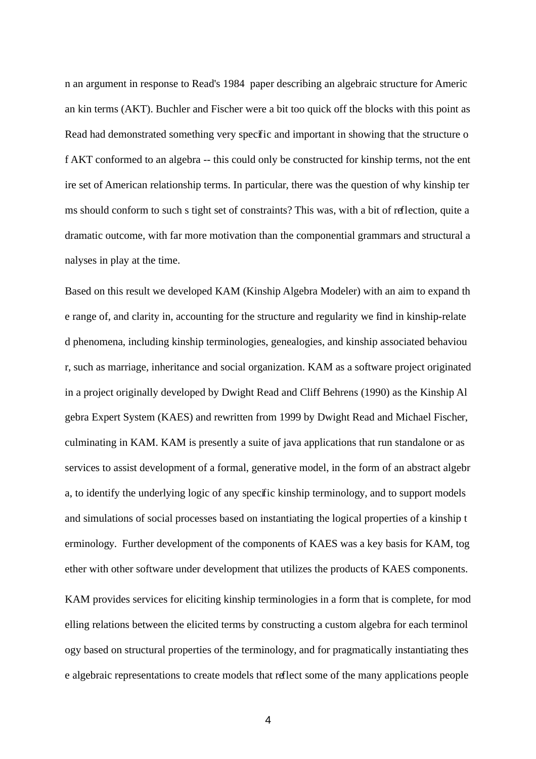n an argument in response to Read's 1984 paper describing an algebraic structure for American kin terms (AKT). Buchler and Fischer were a bit too quick off the blocks with this point as Read had demonstrated something very specific and important in showing that the structure of AKT conformed to an algebra -- this could only be constructed for kinship terms, not the entire set of American relationship terms. In particular, there was the question of why kinship terms should conform to such s tight set of constraints? This was, with a bit of reflection, quite a dramatic outcome, with far more motivation than the componential grammars and structural analyses in play at the time.

Based on this result we developed KAM (Kinship Algebra Modeler) with an aim to expand the range of, and clarity in, accounting for the structure and regularity we find in kinship-related phenomena, including kinship terminologies, genealogies, and kinship associated behaviour, such as marriage, inheritance and social organization. KAM as a software project originated in a project originally developed by Dwight Read and Cliff Behrens (1990) as the Kinship Algebra Expert System (KAES) and rewritten from 1999 by Dwight Read and Michael Fischer, culminating in KAM. KAM is presently a suite of java applications that run standalone or as services to assist development of a formal, generative model, in the form of an abstract algebra, to identify the underlying logic of any specific kinship terminology, and to support models and simulations of social processes based on instantiating the logical properties of a kinship terminology. Further development of the components of KAES was a key basis for KAM, together with other software under development that utilizes the products of KAES components.

KAM provides services for eliciting kinship terminologies in a form that is complete, for modelling relations between the elicited terms by constructing a custom algebra for each terminology based on structural properties of the terminology, and for pragmatically instantiating these algebraic representations to create models that reflect some of the many applications people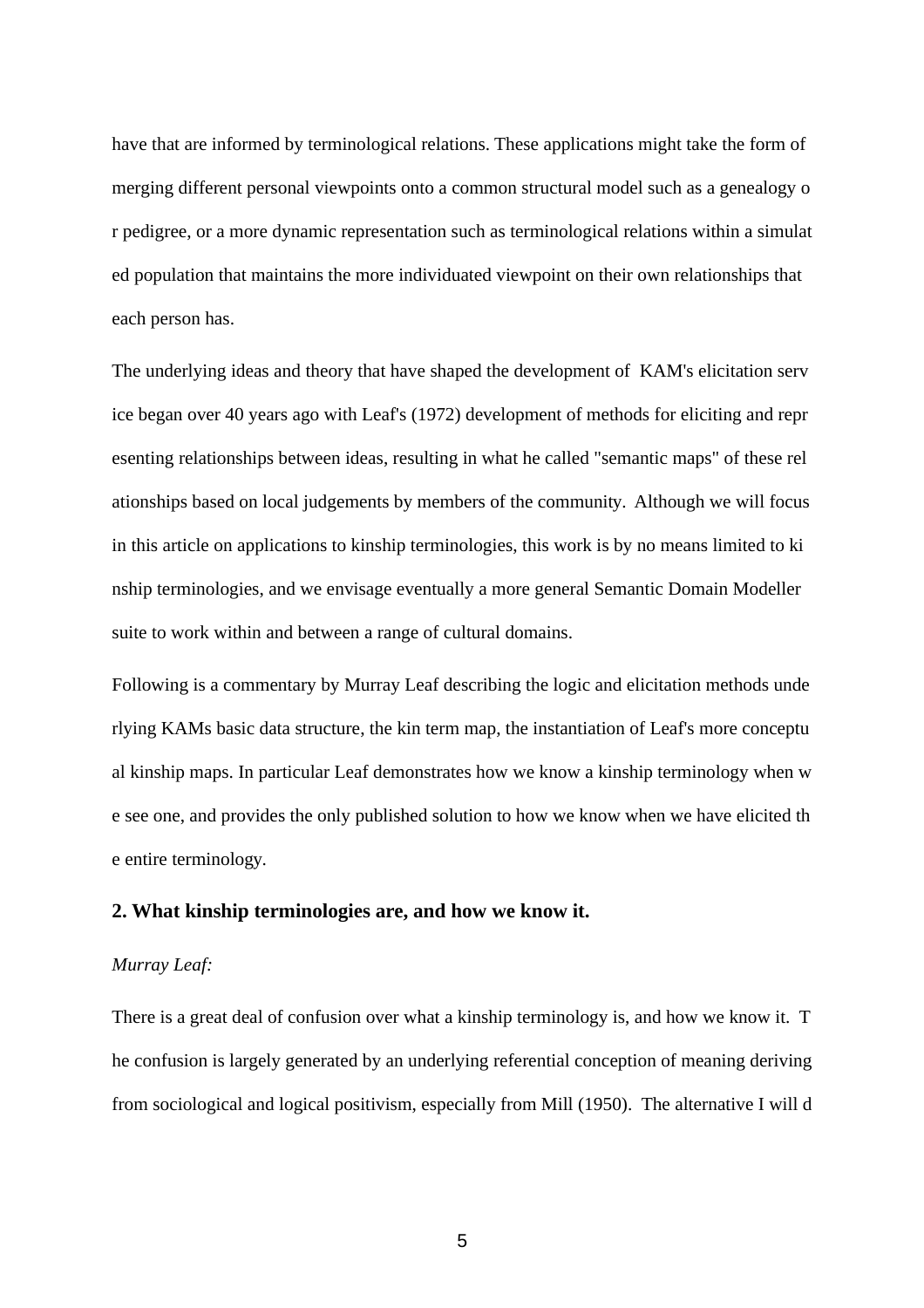have that are informed by terminological relations. These applications might take the form of merging different personal viewpoints onto a common structural model such as a genealogy or pedigree, or a more dynamic representation such as terminological relations within a simulated population that maintains the more individuated viewpoint on their own relationships that each person has.

The underlying ideas and theory that have shaped the development of KAM's elicitation service began over 40 years ago with Leaf's (1972) development of methods for eliciting and representing relationships between ideas, resulting in what he called "semantic maps" of these relationships based on local judgements by members of the community. Although we will focus in this article on applications to kinship terminologies, this work is by no means limited to kinship terminologies, and we envisage eventually a more general Semantic Domain Modeller suite to work within and between a range of cultural domains.

Following is a commentary by Murray Leaf describing the logic and elicitation methods underlying KAMs basic data structure, the kin term map, the instantiation of Leaf's more conceptual kinship maps. In particular Leaf demonstrates how we know a kinship terminology when we see one, and provides the only published solution to how we know when we have elicited the entire terminology.

### 2. What kinship terminologies are, and how we know it.

*Murray Leaf:*

There is a great deal of confusion over what a kinship terminology is, and how we know it. The confusion is largely generated by an underlying referential conception of meaning deriving from sociological and logical positivism, especially from Mill (1950). The alternative I will d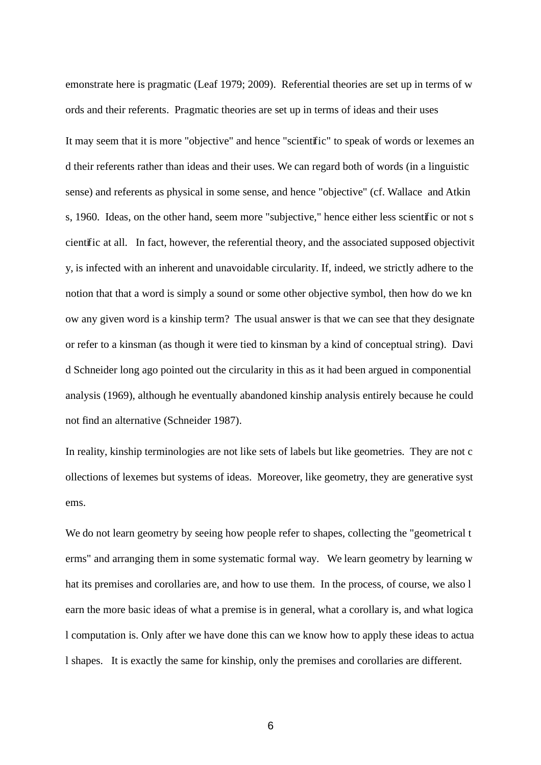emonstrate here is pragmatic (Leaf 1979; 2009). Referential theories are set up in terms of words and their referents. Pragmatic theories are set up in terms of ideas and their uses

It may seem that it is more "objective" and hence "scientific" to speak of words or lexemes and their referents rather than ideas and their uses. We can regard both of words (in a linguistic sense) and referents as physical in some sense, and hence "objective" (cf. Wallace and Atkins, 1960. Ideas, on the other hand, seem more "subjective," hence either less scientific or not scientific at all. In fact, however, the referential theory, and the associated supposed objectivity, is infected with an inherent and unavoidable circularity. If, indeed, we strictly adhere to the notion that that a word is simply a sound or some other objective symbol, then how do we know any given word is a kinship term? The usual answer is that we can see that they designate or refer to a kinsman (as though it were tied to kinsman by a kind of conceptual string). David Schneider long ago pointed out the circularity in this as it had been argued in componential analysis (1969), although he eventually abandoned kinship analysis entirely because he could not find an alternative (Schneider 1987).

In reality, kinship terminologies are not like sets of labels but like geometries. They are not collections of lexemes but systems of ideas. Moreover, like geometry, they are generative systems.

We do not learn geometry by seeing how people refer to shapes, collecting the "geometrical terms" and arranging them in some systematic formal way. We learn geometry by learning what its premises and corollaries are, and how to use them. In the process, of course, we also learn the more basic ideas of what a premise is in general, what a corollary is, and what logical computation is. Only after we have done this can we know how to apply these ideas to actual shapes. It is exactly the same for kinship, only the premises and corollaries are different.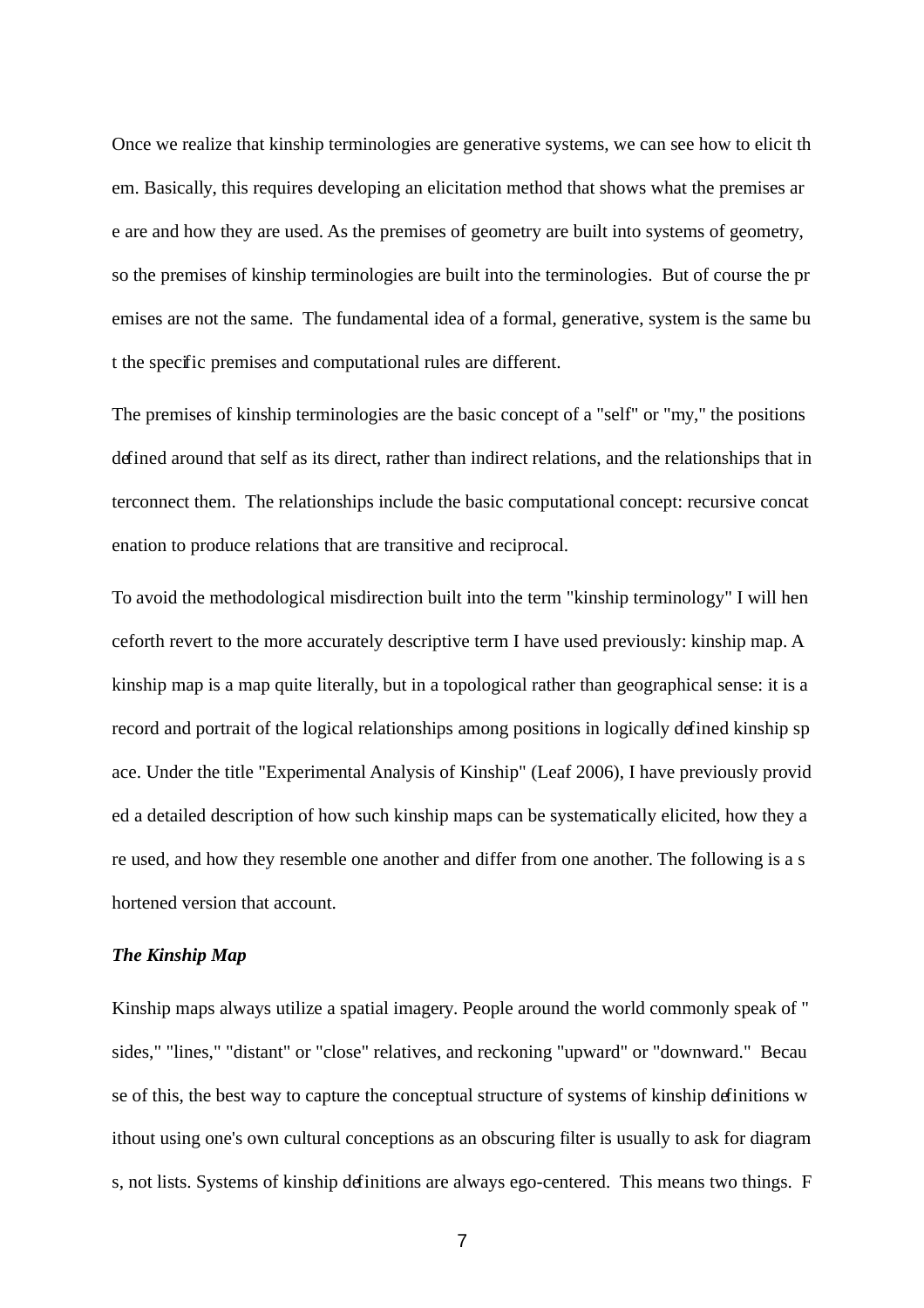Once we realize that kinship terminologies are generative systems, we can see how to elicit them. Basically, this requires developing an elicitation method that shows what the premises are are and how they are used. As the premises of geometry are built into systems of geometry, so the premises of kinship terminologies are built into the terminologies. But of course the premises are not the same. The fundamental idea of a formal, generative, system is the same but the specific premises and computational rules are different.

The premises of kinship terminologies are the basic concept of a "self" or "my," the positions defined around that self as its direct, rather than indirect relations, and the relationships that interconnect them. The relationships include the basic computational concept: recursive concatenation to produce relations that are transitive and reciprocal.

To avoid the methodological misdirection built into the term "kinship terminology" I will henceforth revert to the more accurately descriptive term I have used previously: kinship map. A kinship map is a map quite literally, but in a topological rather than geographical sense: it is a record and portrait of the logical relationships among positions in logically defined kinship space. Under the title "Experimental Analysis of Kinship" (Leaf 2006), I have previously provided a detailed description of how such kinship maps can be systematically elicited, how they are used, and how they resemble one another and differ from one another. The following is a shortened version that account.

### *The Kinship Map*

Kinship maps always utilize a spatial imagery. People around the world commonly speak of "sides," "lines," "distant" or "close" relatives, and reckoning "upward" or "downward." Because of this, the best way to capture the conceptual structure of systems of kinship definitions without using one's own cultural conceptions as an obscuring filter is usually to ask for diagrams, not lists. Systems of kinship definitions are always ego-centered. This means two things. F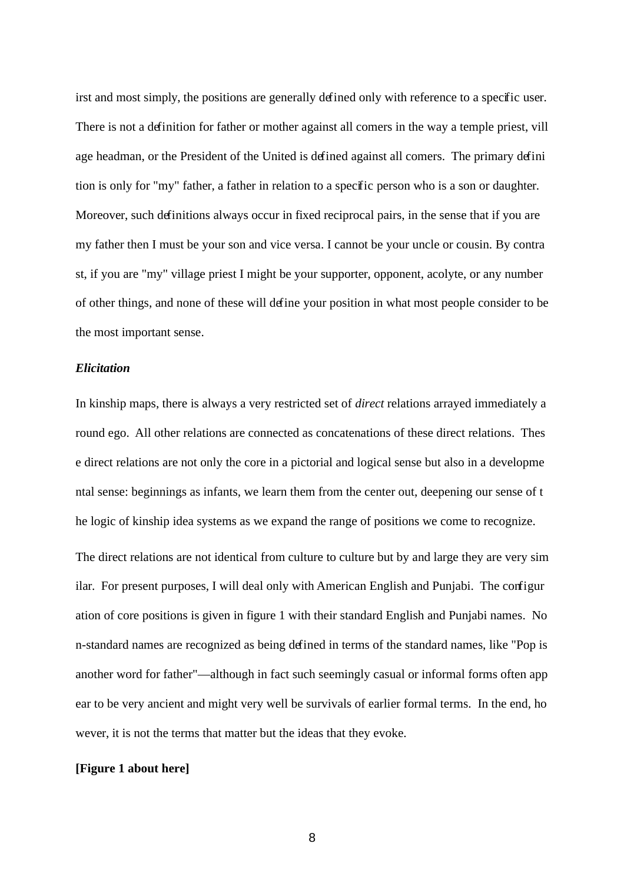irst and most simply, the positions are generally defined only with reference to a specific user. There is not a definition for father or mother against all comers in the way a temple priest, village headman, or the President of the United is defined against all comers. The primary definition is only for "my" father, a father in relation to a specific person who is a son or daughter. Moreover, such definitions always occur in fixed reciprocal pairs, in the sense that if you are my father then I must be your son and vice versa. I cannot be your uncle or cousin. By contrast, if you are "my" village priest I might be your supporter, opponent, acolyte, or any number of other things, and none of these will define your position in what most people consider to be the most important sense.

### *Elicitation*

In kinship maps, there is always a very restricted set of *direct* relations arrayed immediately around ego. All other relations are connected as concatenations of these direct relations. These direct relations are not only the core in a pictorial and logical sense but also in a developmental sense: beginnings as infants, we learn them from the center out, deepening our sense of the logic of kinship idea systems as we expand the range of positions we come to recognize.

The direct relations are not identical from culture to culture but by and large they are very similar. For present purposes, I will deal only with American English and Punjabi. The configuration of core positions is given in figure 1 with their standard English and Punjabi names. Non-standard names are recognized as being defined in terms of the standard names, like "Pop is another word for father"—although in fact such seemingly casual or informal forms often appear to be very ancient and might very well be survivals of earlier formal terms. In the end, however, it is not the terms that matter but the ideas that they evoke.

**[Figure 1 about here]**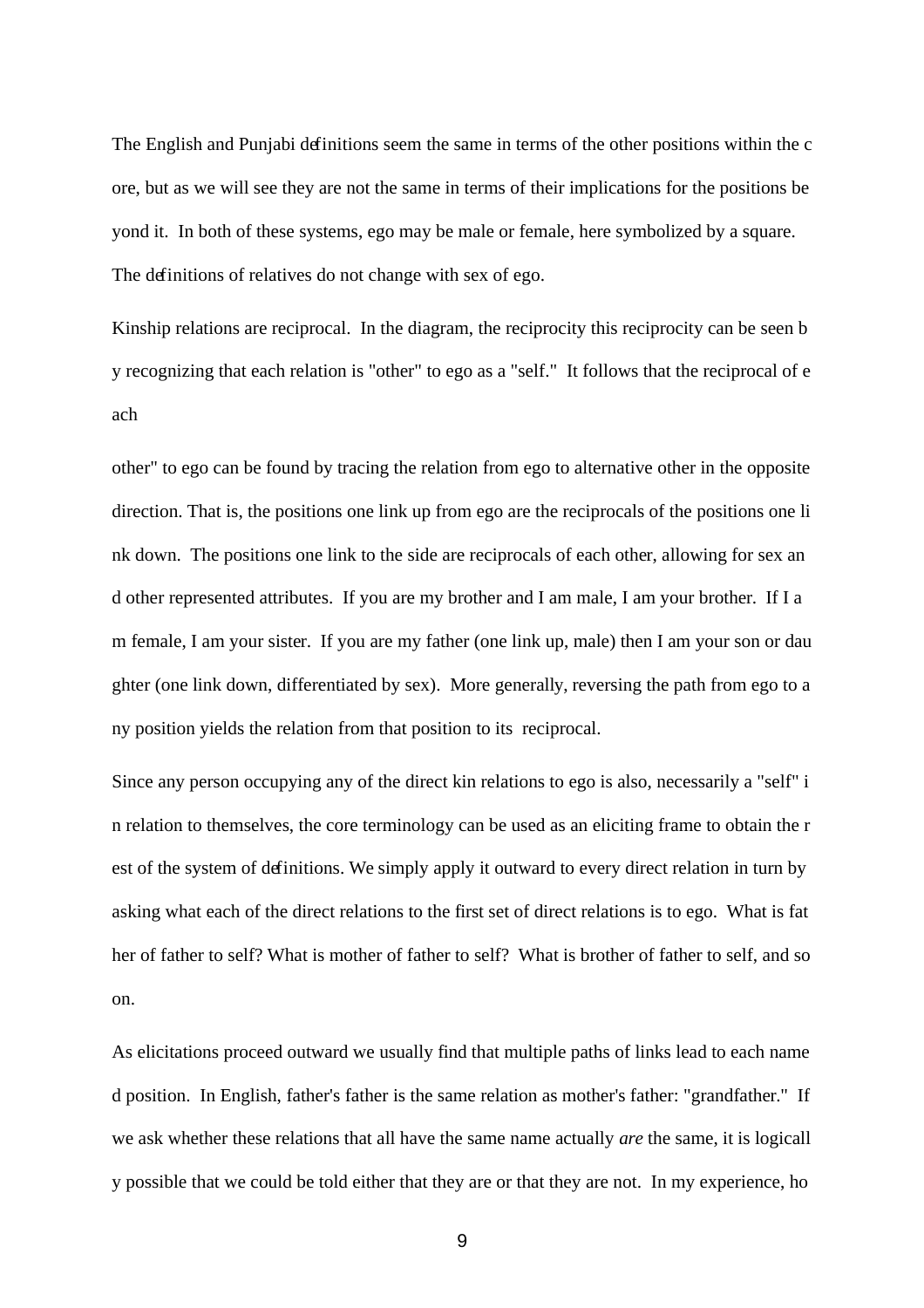The English and Punjabi definitions seem the same in terms of the other positions within the core, but as we will see they are not the same in terms of their implications for the positions beyond it. In both of these systems, ego may be male or female, here symbolized by a square. The definitions of relatives do not change with sex of ego.

Kinship relations are reciprocal. In the diagram, the reciprocity this reciprocity can be seen by recognizing that each relation is "other" to ego as a "self." It follows that the reciprocal of each

other" to ego can be found by tracing the relation from ego to alternative other in the opposite direction. That is, the positions one link up from ego are the reciprocals of the positions one link down. The positions one link to the side are reciprocals of each other, allowing for sex and other represented attributes. If you are my brother and I am male, I am your brother. If I am female, I am your sister. If you are my father (one link up, male) then I am your son or daughter (one link down, differentiated by sex). More generally, reversing the path from ego to any position yields the relation from that position to its reciprocal.

Since any person occupying any of the direct kin relations to ego is also, necessarily a "self" in relation to themselves, the core terminology can be used as an eliciting frame to obtain the rest of the system of definitions. We simply apply it outward to every direct relation in turn by asking what each of the direct relations to the first set of direct relations is to ego. What is father of father to self? What is mother of father to self? What is brother of father to self, and so on.

As elicitations proceed outward we usually find that multiple paths of links lead to each named position. In English, father's father is the same relation as mother's father: "grandfather." If we ask whether these relations that all have the same name actually *are* the same, it is logically possible that we could be told either that they are or that they are not. In my experience, ho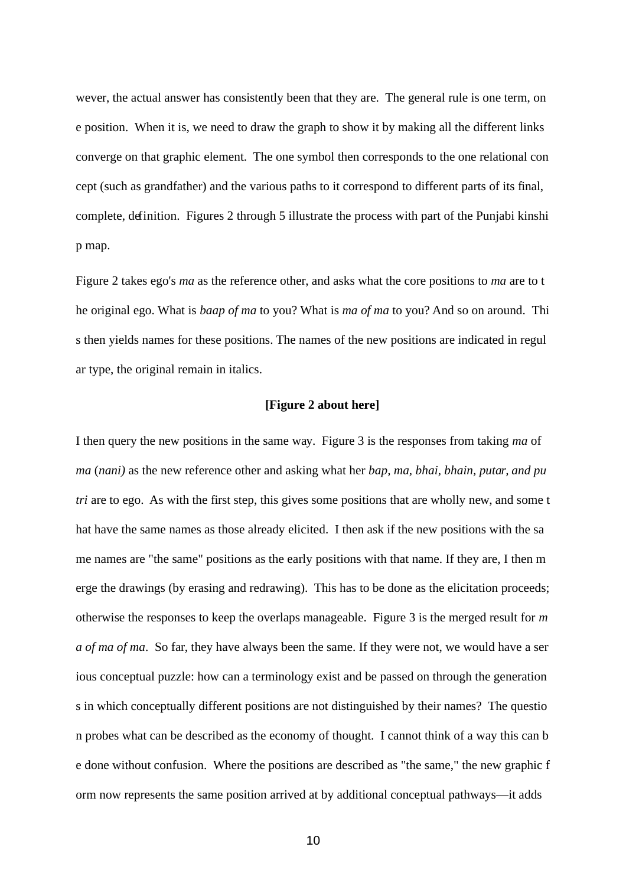wever, the actual answer has consistently been that they are. The general rule is one term, one position. When it is, we need to draw the graph to show it by making all the different links converge on that graphic element. The one symbol then corresponds to the one relational concept (such as grandfather) and the various paths to it correspond to different parts of its final, complete, definition. Figures 2 through 5 illustrate the process with part of the Punjabi kinship map.

Figure 2 takes ego's *ma* as the reference other, and asks what the core positions to *ma* are to the original ego. What is *baap of ma* to you? What is *ma of ma* to you? And so on around. This then yields names for these positions. The names of the new positions are indicated in regular type, the original remain in italics.

**[Figure 2 about here]**

I then query the new positions in the same way. Figure 3 is the responses from taking *ma* of *ma* (*nani)* as the new reference other and asking what her *bap, ma, bhai, bhain, putar, and putri* are to ego. As with the first step, this gives some positions that are wholly new, and some that have the same names as those already elicited. I then ask if the new positions with the same names are "the same" positions as the early positions with that name. If they are, I then merge the drawings (by erasing and redrawing). This has to be done as the elicitation proceeds; otherwise the responses to keep the overlaps manageable. Figure 3 is the merged result for *ma of ma of ma*. So far, they have always been the same. If they were not, we would have a serious conceptual puzzle: how can a terminology exist and be passed on through the generations in which conceptually different positions are not distinguished by their names? The question probes what can be described as the economy of thought. I cannot think of a way this can be done without confusion. Where the positions are described as "the same," the new graphic form now represents the same position arrived at by additional conceptual pathways—it adds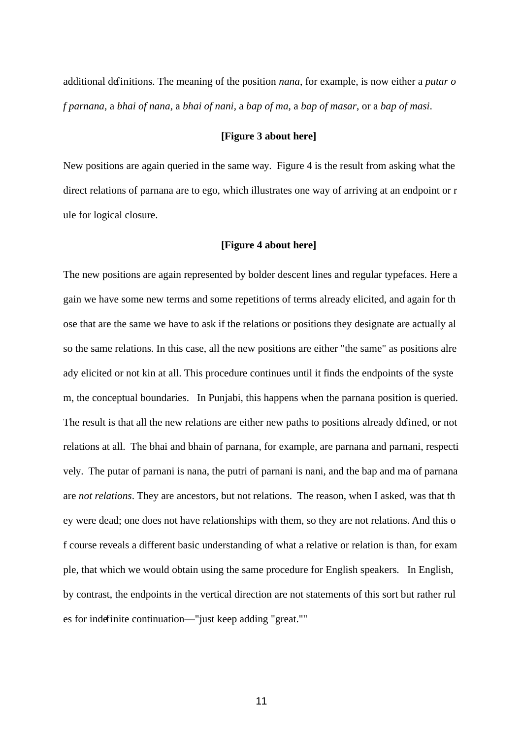additional definitions. The meaning of the position *nana*, for example, is now either a *putar of parnana*, a *bhai of nana*, a *bhai of nani*, a *bap of ma*, a *bap of masar*, or a *bap of masi*.

**[Figure 3 about here]**

New positions are again queried in the same way. Figure 4 is the result from asking what the direct relations of parnana are to ego, which illustrates one way of arriving at an endpoint or rule for logical closure.

**[Figure 4 about here]**

The new positions are again represented by bolder descent lines and regular typefaces. Here again we have some new terms and some repetitions of terms already elicited, and again for those that are the same we have to ask if the relations or positions they designate are actually also the same relations. In this case, all the new positions are either "the same" as positions already elicited or not kin at all. This procedure continues until it finds the endpoints of the system, the conceptual boundaries. In Punjabi, this happens when the parnana position is queried. The result is that all the new relations are either new paths to positions already defined, or not relations at all. The bhai and bhain of parnana, for example, are parnana and parnani, respectively. The putar of parnani is nana, the putri of parnani is nani, and the bap and ma of parnana are *not relations*. They are ancestors, but not relations. The reason, when I asked, was that they were dead; one does not have relationships with them, so they are not relations. And this of course reveals a different basic understanding of what a relative or relation is than, for example, that which we would obtain using the same procedure for English speakers. In English, by contrast, the endpoints in the vertical direction are not statements of this sort but rather rules for indefinite continuation—"just keep adding "great.""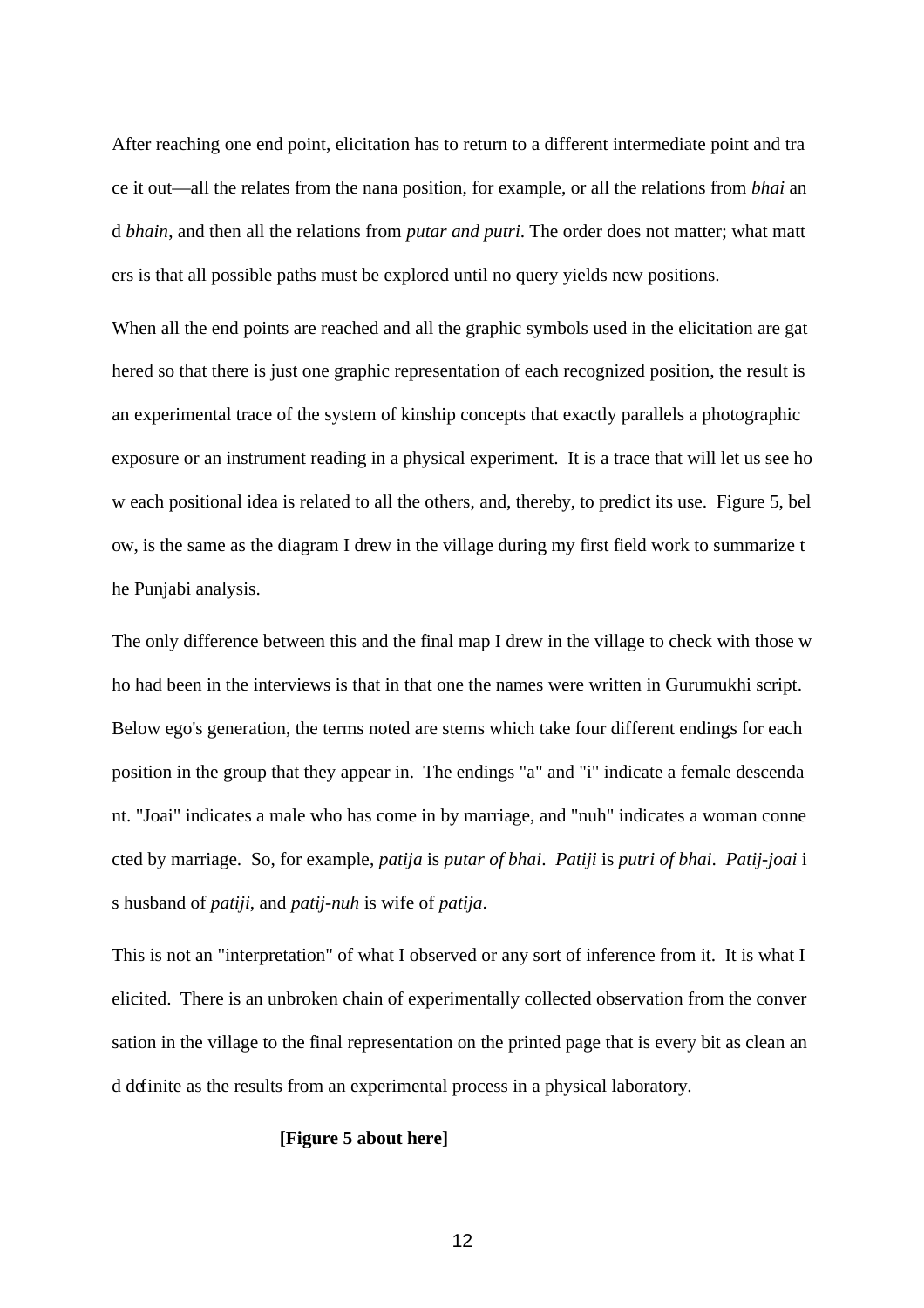After reaching one end point, elicitation has to return to a different intermediate point and trace it out—all the relates from the nana position, for example, or all the relations from *bhai* and *bhain*, and then all the relations from *putar and putri*. The order does not matter; what matters is that all possible paths must be explored until no query yields new positions.

When all the end points are reached and all the graphic symbols used in the elicitation are gathered so that there is just one graphic representation of each recognized position, the result is an experimental trace of the system of kinship concepts that exactly parallels a photographic exposure or an instrument reading in a physical experiment. It is a trace that will let us see how each positional idea is related to all the others, and, thereby, to predict its use. Figure 5, below, is the same as the diagram I drew in the village during my first field work to summarize the Punjabi analysis.

The only difference between this and the final map I drew in the village to check with those who had been in the interviews is that in that one the names were written in Gurumukhi script. Below ego's generation, the terms noted are stems which take four different endings for each position in the group that they appear in. The endings "a" and "i" indicate a female descendant. "Joai" indicates a male who has come in by marriage, and "nuh" indicates a woman connected by marriage. So, for example, *patija* is *putar of bhai*. *Patiji* is *putri of bhai*. *Patij-joai* is husband of *patiji*, and *patij-nuh* is wife of *patija*.

This is not an "interpretation" of what I observed or any sort of inference from it. It is what I elicited. There is an unbroken chain of experimentally collected observation from the conversation in the village to the final representation on the printed page that is every bit as clean and definite as the results from an experimental process in a physical laboratory.

**[Figure 5 about here]**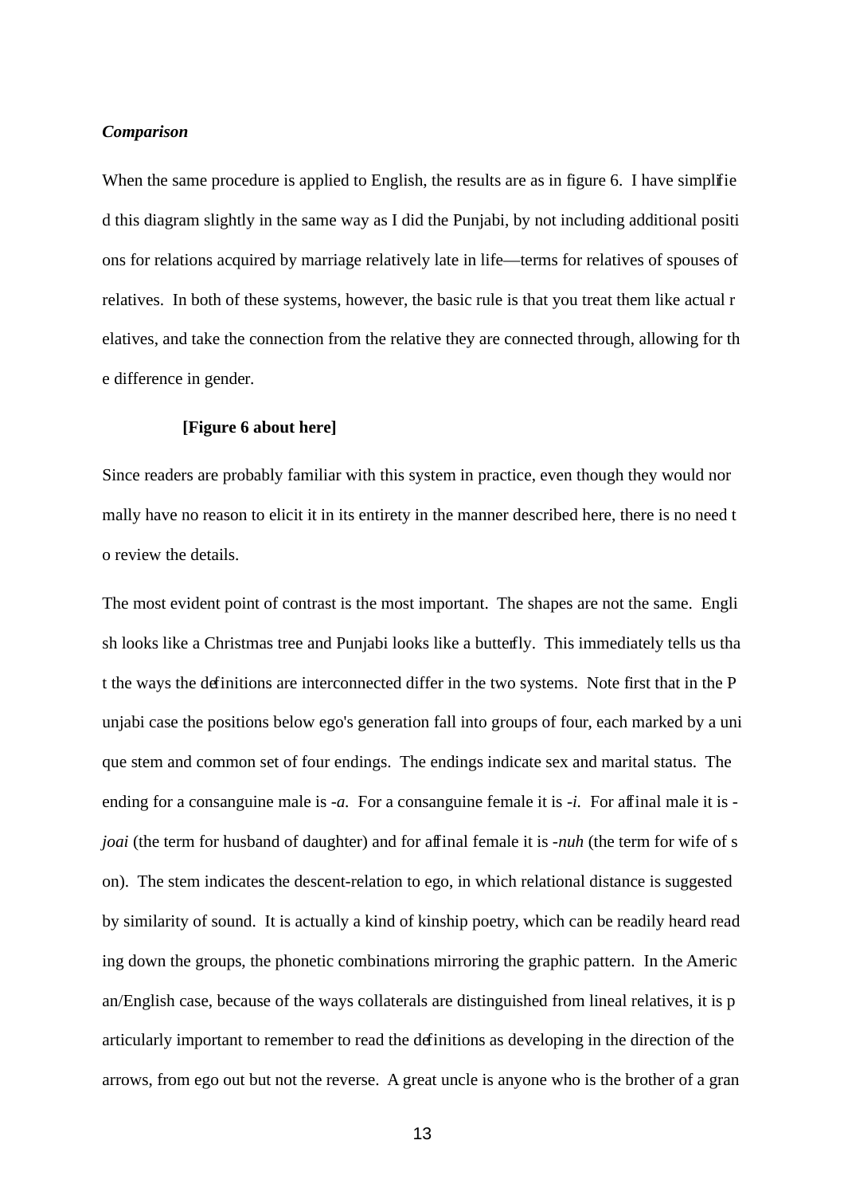***Comparison***

When the same procedure is applied to English, the results are as in figure 6. I have simplified this diagram slightly in the same way as I did the Punjabi, by not including additional positions for relations acquired by marriage relatively late in life—terms for relatives of spouses of relatives. In both of these systems, however, the basic rule is that you treat them like actual relatives, and take the connection from the relative they are connected through, allowing for the difference in gender.

**[Figure 6 about here]**

Since readers are probably familiar with this system in practice, even though they would normally have no reason to elicit it in its entirety in the manner described here, there is no need to review the details.

The most evident point of contrast is the most important. The shapes are not the same. English looks like a Christmas tree and Punjabi looks like a butterfly. This immediately tells us that the ways the definitions are interconnected differ in the two systems. Note first that in the Punjabi case the positions below ego's generation fall into groups of four, each marked by a unique stem and common set of four endings. The endings indicate sex and marital status. The ending for a consanguine male is *-a*. For a consanguine female it is *-i*. For affinal male it is *-joai* (the term for husband of daughter) and for affinal female it is *-nuh* (the term for wife of son). The stem indicates the descent-relation to ego, in which relational distance is suggested by similarity of sound. It is actually a kind of kinship poetry, which can be readily heard reading down the groups, the phonetic combinations mirroring the graphic pattern. In the American/English case, because of the ways collaterals are distinguished from lineal relatives, it is particularly important to remember to read the definitions as developing in the direction of the arrows, from ego out but not the reverse. A great uncle is anyone who is the brother of a gran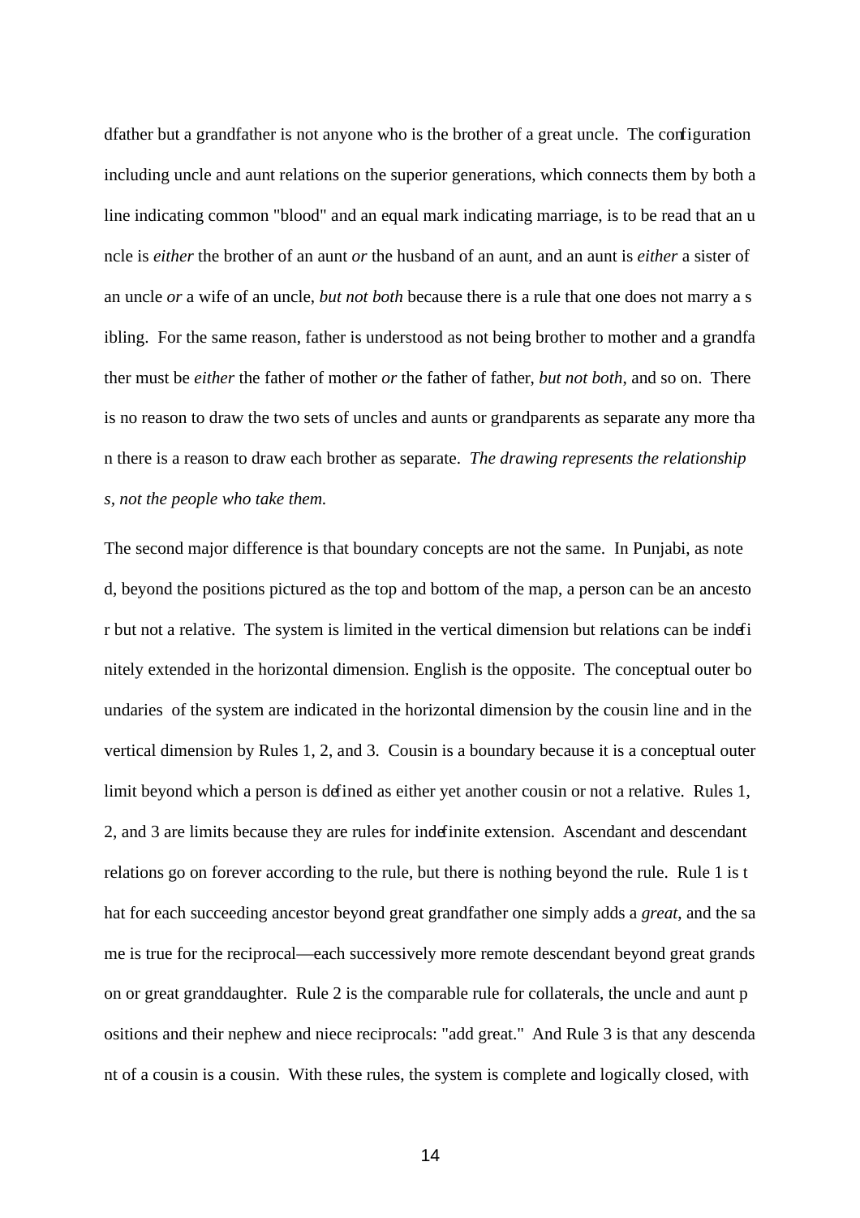dfather but a grandfather is not anyone who is the brother of a great uncle. The configuration including uncle and aunt relations on the superior generations, which connects them by both a line indicating common "blood" and an equal mark indicating marriage, is to be read that an uncle is *either* the brother of an aunt *or* the husband of an aunt, and an aunt is *either* a sister of an uncle *or* a wife of an uncle, *but not both* because there is a rule that one does not marry a sibling. For the same reason, father is understood as not being brother to mother and a grandfather must be *either* the father of mother *or* the father of father, *but not both*, and so on. There is no reason to draw the two sets of uncles and aunts or grandparents as separate any more than there is a reason to draw each brother as separate. *The drawing represents the relationships, not the people who take them.*

The second major difference is that boundary concepts are not the same. In Punjabi, as noted, beyond the positions pictured as the top and bottom of the map, a person can be an ancestor but not a relative. The system is limited in the vertical dimension but relations can be indefinitely extended in the horizontal dimension. English is the opposite. The conceptual outer boundaries of the system are indicated in the horizontal dimension by the cousin line and in the vertical dimension by Rules 1, 2, and 3. Cousin is a boundary because it is a conceptual outer limit beyond which a person is defined as either yet another cousin or not a relative. Rules 1, 2, and 3 are limits because they are rules for indefinite extension. Ascendant and descendant relations go on forever according to the rule, but there is nothing beyond the rule. Rule 1 is that for each succeeding ancestor beyond great grandfather one simply adds a *great*, and the same is true for the reciprocal—each successively more remote descendant beyond great grandson or great granddaughter. Rule 2 is the comparable rule for collaterals, the uncle and aunt positions and their nephew and niece reciprocals: "add great." And Rule 3 is that any descendant of a cousin is a cousin. With these rules, the system is complete and logically closed, with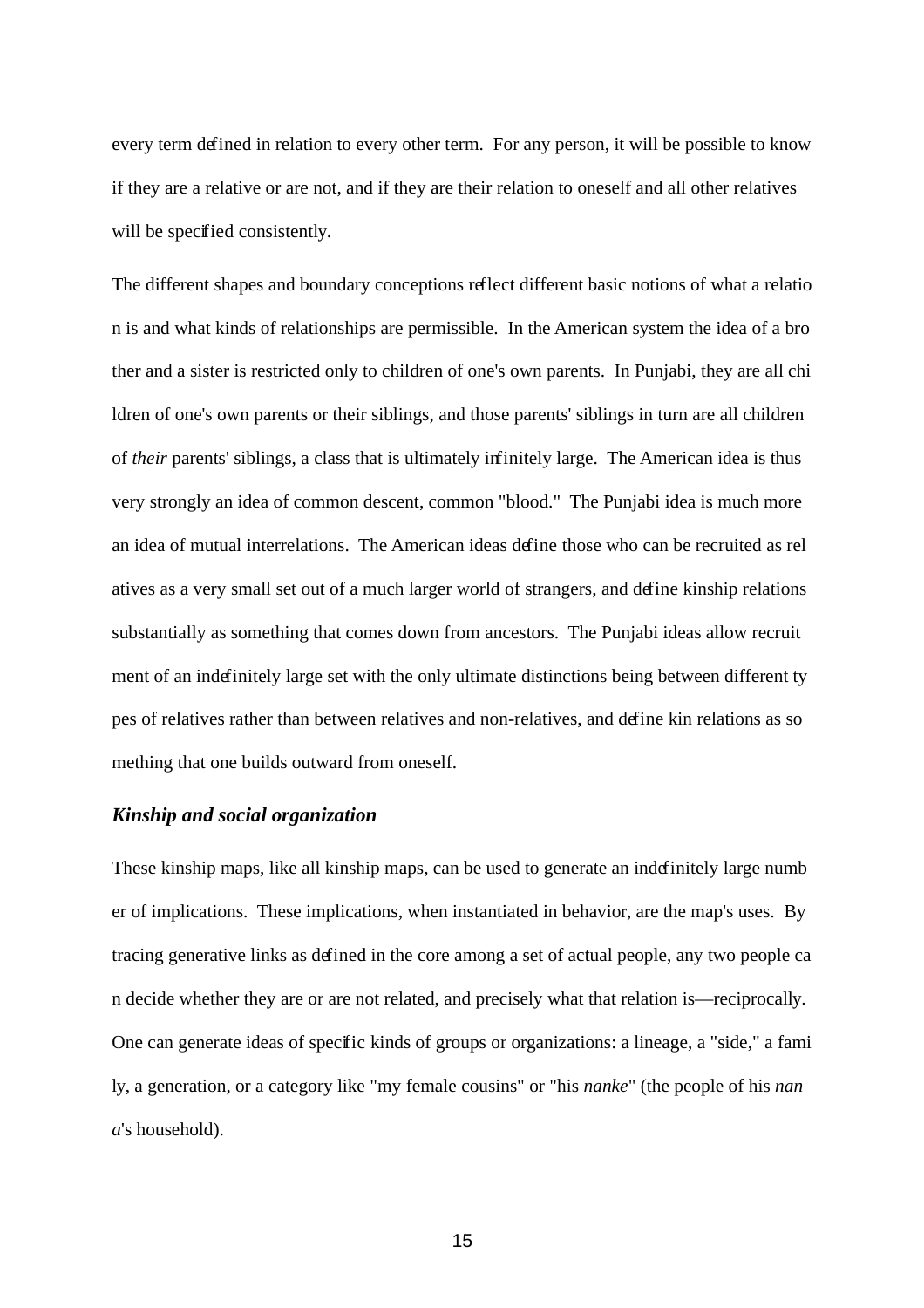every term defined in relation to every other term. For any person, it will be possible to know if they are a relative or are not, and if they are their relation to oneself and all other relatives will be specified consistently.

The different shapes and boundary conceptions reflect different basic notions of what a relation is and what kinds of relationships are permissible. In the American system the idea of a brother and a sister is restricted only to children of one's own parents. In Punjabi, they are all children of one's own parents or their siblings, and those parents' siblings in turn are all children of *their* parents' siblings, a class that is ultimately infinitely large. The American idea is thus very strongly an idea of common descent, common "blood." The Punjabi idea is much more an idea of mutual interrelations. The American ideas define those who can be recruited as relatives as a very small set out of a much larger world of strangers, and define kinship relations substantially as something that comes down from ancestors. The Punjabi ideas allow recruitment of an indefinitely large set with the only ultimate distinctions being between different types of relatives rather than between relatives and non-relatives, and define kin relations as something that one builds outward from oneself.

### *Kinship and social organization*

These kinship maps, like all kinship maps, can be used to generate an indefinitely large number of implications. These implications, when instantiated in behavior, are the map's uses. By tracing generative links as defined in the core among a set of actual people, any two people can decide whether they are or are not related, and precisely what that relation is—reciprocally. One can generate ideas of specific kinds of groups or organizations: a lineage, a "side," a family, a generation, or a category like "my female cousins" or "his *nanke*" (the people of his *nana*'s household).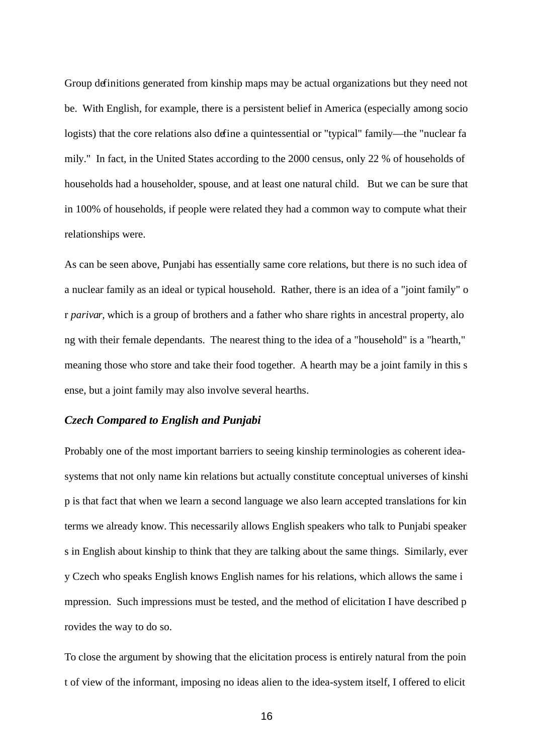Group definitions generated from kinship maps may be actual organizations but they need not be. With English, for example, there is a persistent belief in America (especially among sociologists) that the core relations also define a quintessential or "typical" family—the "nuclear family." In fact, in the United States according to the 2000 census, only 22 % of households of households had a householder, spouse, and at least one natural child. But we can be sure that in 100% of households, if people were related they had a common way to compute what their relationships were.

As can be seen above, Punjabi has essentially same core relations, but there is no such idea of a nuclear family as an ideal or typical household. Rather, there is an idea of a "joint family" or *parivar,* which is a group of brothers and a father who share rights in ancestral property, along with their female dependants. The nearest thing to the idea of a "household" is a "hearth," meaning those who store and take their food together. A hearth may be a joint family in this sense, but a joint family may also involve several hearths.

### *Czech Compared to English and Punjabi*

Probably one of the most important barriers to seeing kinship terminologies as coherent idea-systems that not only name kin relations but actually constitute conceptual universes of kinship is that fact that when we learn a second language we also learn accepted translations for kin terms we already know. This necessarily allows English speakers who talk to Punjabi speakers in English about kinship to think that they are talking about the same things. Similarly, every Czech who speaks English knows English names for his relations, which allows the same impression. Such impressions must be tested, and the method of elicitation I have described provides the way to do so.

To close the argument by showing that the elicitation process is entirely natural from the point of view of the informant, imposing no ideas alien to the idea-system itself, I offered to elicit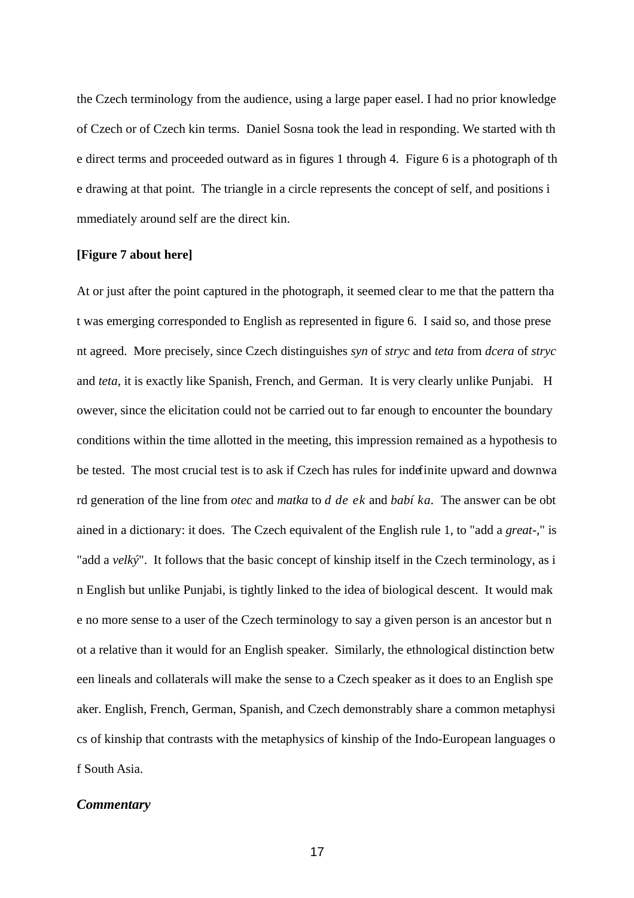the Czech terminology from the audience, using a large paper easel. I had no prior knowledge of Czech or of Czech kin terms. Daniel Sosna took the lead in responding. We started with the direct terms and proceeded outward as in figures 1 through 4. Figure 6 is a photograph of the drawing at that point. The triangle in a circle represents the concept of self, and positions immediately around self are the direct kin.

**[Figure 7 about here]**

At or just after the point captured in the photograph, it seemed clear to me that the pattern that was emerging corresponded to English as represented in figure 6. I said so, and those present agreed. More precisely, since Czech distinguishes *syn* of *stryc* and *teta* from *dcera* of *stryc* and *teta*, it is exactly like Spanish, French, and German. It is very clearly unlike Punjabi. However, since the elicitation could not be carried out to far enough to encounter the boundary conditions within the time allotted in the meeting, this impression remained as a hypothesis to be tested. The most crucial test is to ask if Czech has rules for indefinite upward and downward generation of the line from *otec* and *matka* to *d de ek* and *babí ka*. The answer can be obtained in a dictionary: it does. The Czech equivalent of the English rule 1, to "add a *great*-," is "add a *velký*". It follows that the basic concept of kinship itself in the Czech terminology, as in English but unlike Punjabi, is tightly linked to the idea of biological descent. It would make no more sense to a user of the Czech terminology to say a given person is an ancestor but not a relative than it would for an English speaker. Similarly, the ethnological distinction between lineals and collaterals will make the sense to a Czech speaker as it does to an English speaker. English, French, German, Spanish, and Czech demonstrably share a common metaphysics of kinship that contrasts with the metaphysics of kinship of the Indo-European languages of South Asia.

***Commentary***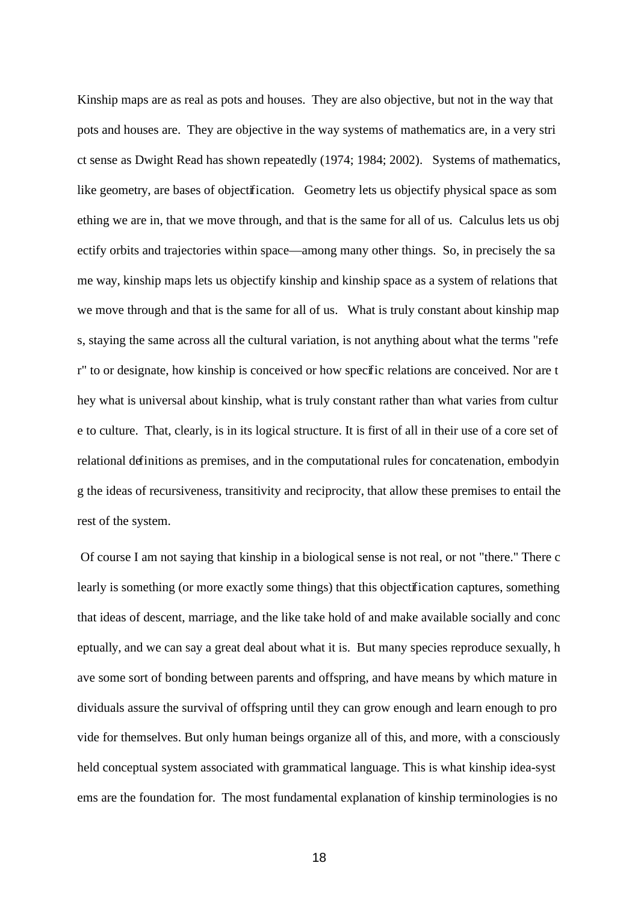Kinship maps are as real as pots and houses. They are also objective, but not in the way that pots and houses are. They are objective in the way systems of mathematics are, in a very strict sense as Dwight Read has shown repeatedly (1974; 1984; 2002). Systems of mathematics, like geometry, are bases of objectification. Geometry lets us objectify physical space as something we are in, that we move through, and that is the same for all of us. Calculus lets us objectify orbits and trajectories within space—among many other things. So, in precisely the same way, kinship maps lets us objectify kinship and kinship space as a system of relations that we move through and that is the same for all of us. What is truly constant about kinship maps, staying the same across all the cultural variation, is not anything about what the terms "refer" to or designate, how kinship is conceived or how specific relations are conceived. Nor are they what is universal about kinship, what is truly constant rather than what varies from culture to culture. That, clearly, is in its logical structure. It is first of all in their use of a core set of relational definitions as premises, and in the computational rules for concatenation, embodying the ideas of recursiveness, transitivity and reciprocity, that allow these premises to entail the rest of the system.

Of course I am not saying that kinship in a biological sense is not real, or not "there." There clearly is something (or more exactly some things) that this objectification captures, something that ideas of descent, marriage, and the like take hold of and make available socially and conceptually, and we can say a great deal about what it is. But many species reproduce sexually, have some sort of bonding between parents and offspring, and have means by which mature individuals assure the survival of offspring until they can grow enough and learn enough to provide for themselves. But only human beings organize all of this, and more, with a consciously held conceptual system associated with grammatical language. This is what kinship idea-systems are the foundation for. The most fundamental explanation of kinship terminologies is no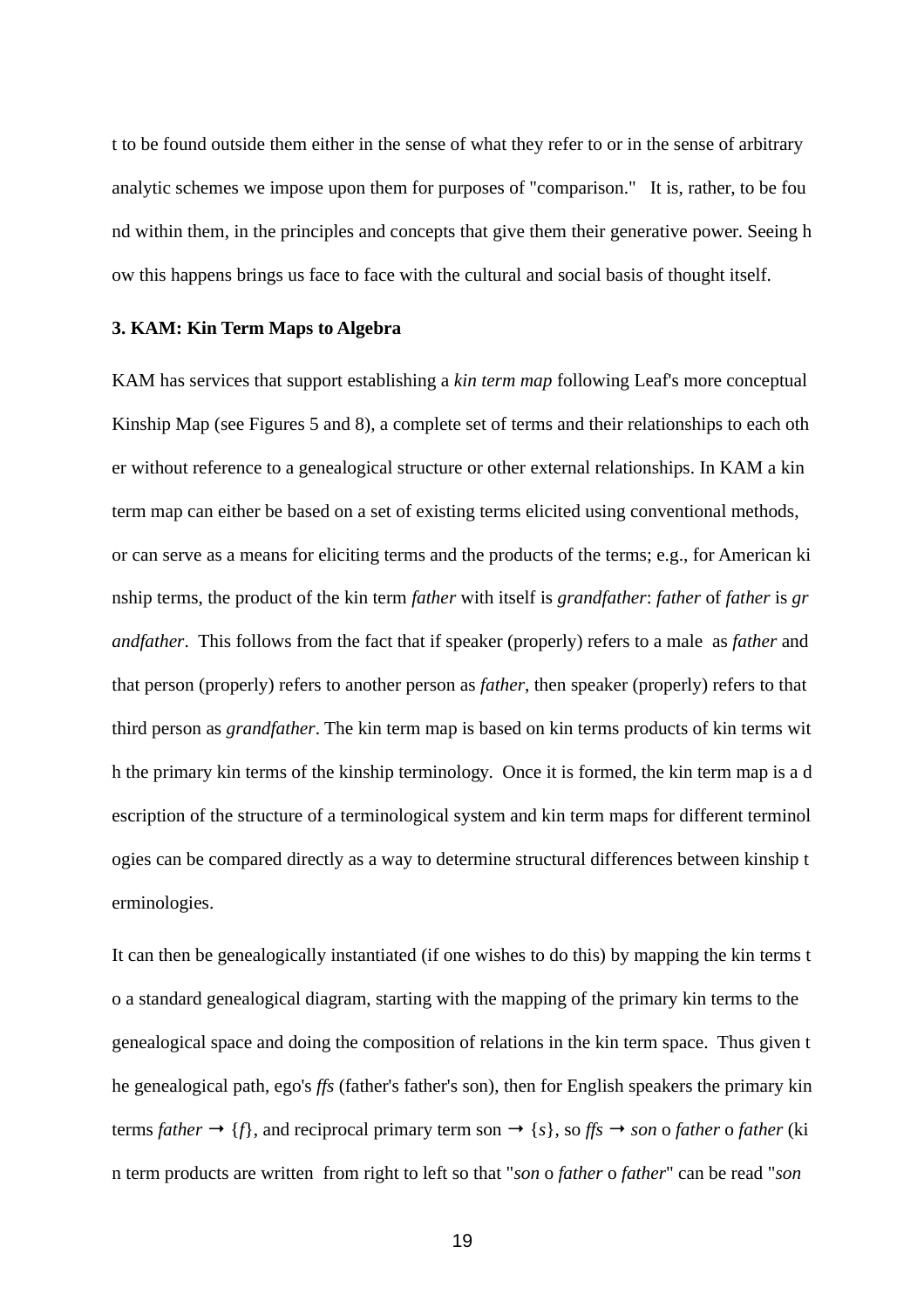t to be found outside them either in the sense of what they refer to or in the sense of arbitrary analytic schemes we impose upon them for purposes of "comparison." It is, rather, to be found within them, in the principles and concepts that give them their generative power. Seeing how this happens brings us face to face with the cultural and social basis of thought itself.

### 3. KAM: Kin Term Maps to Algebra

KAM has services that support establishing a *kin term map* following Leaf's more conceptual Kinship Map (see Figures 5 and 8), a complete set of terms and their relationships to each other without reference to a genealogical structure or other external relationships. In KAM a kin term map can either be based on a set of existing terms elicited using conventional methods, or can serve as a means for eliciting terms and the products of the terms; e.g., for American kinship terms, the product of the kin term *father* with itself is *grandfather*: *father* of *father* is *grandfather*. This follows from the fact that if speaker (properly) refers to a male as *father* and that person (properly) refers to another person as *father*, then speaker (properly) refers to that third person as *grandfather*. The kin term map is based on kin terms products of kin terms with the primary kin terms of the kinship terminology. Once it is formed, the kin term map is a description of the structure of a terminological system and kin term maps for different terminologies can be compared directly as a way to determine structural differences between kinship terminologies.

It can then be genealogically instantiated (if one wishes to do this) by mapping the kin terms to a standard genealogical diagram, starting with the mapping of the primary kin terms to the genealogical space and doing the composition of relations in the kin term space. Thus given the genealogical path, ego's *ffs* (father's father's son), then for English speakers the primary kin terms *father* → {*f*}, and reciprocal primary term son → {*s*}, so *ffs* → *son* o *father* o *father* (kin term products are written from right to left so that "*son* o *father* o *father*" can be read "*son*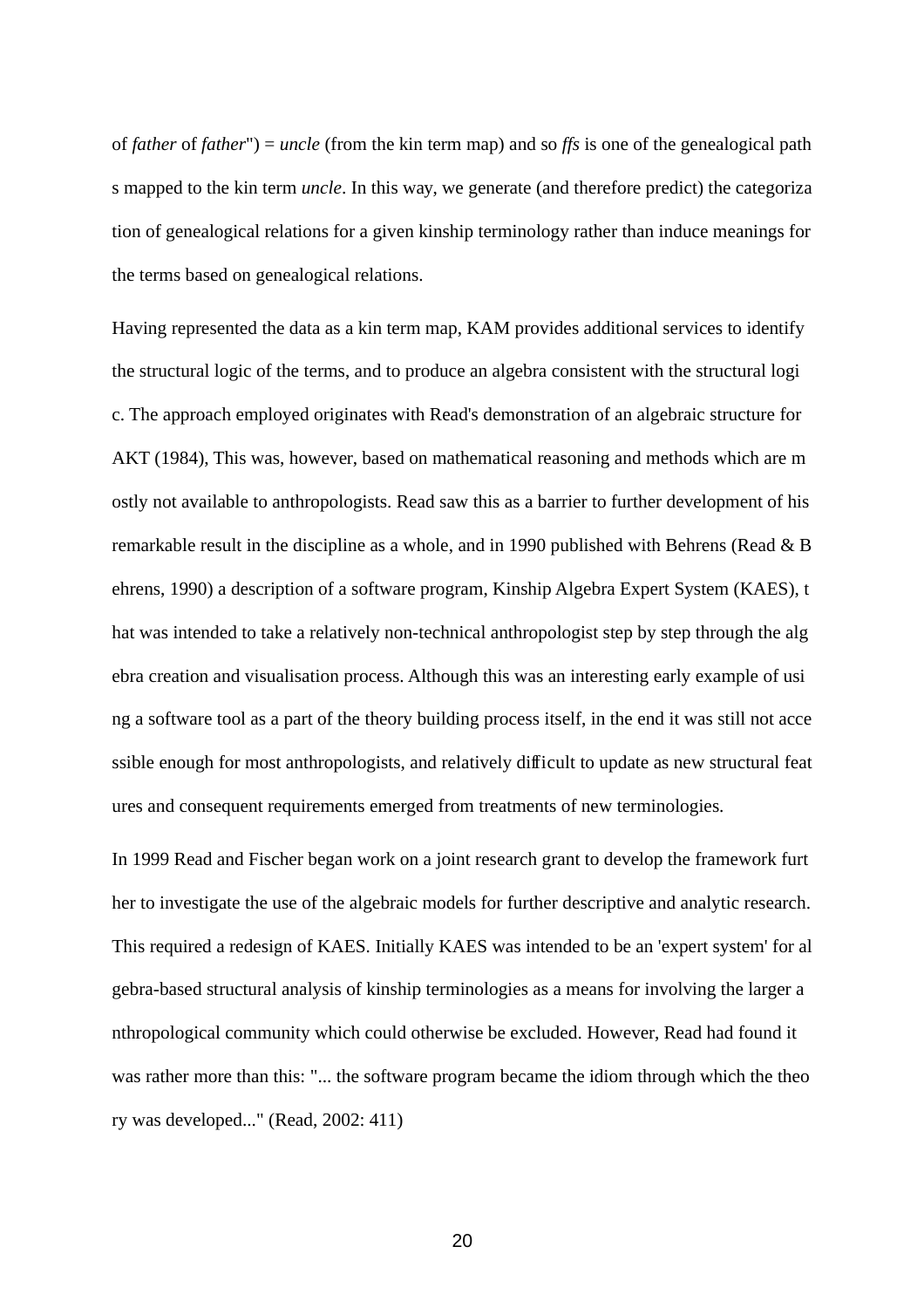of *father* of *father*") = *uncle* (from the kin term map) and so *ffs* is one of the genealogical paths mapped to the kin term *uncle*. In this way, we generate (and therefore predict) the categorization of genealogical relations for a given kinship terminology rather than induce meanings for the terms based on genealogical relations.

Having represented the data as a kin term map, KAM provides additional services to identify the structural logic of the terms, and to produce an algebra consistent with the structural logic. The approach employed originates with Read's demonstration of an algebraic structure for AKT (1984), This was, however, based on mathematical reasoning and methods which are mostly not available to anthropologists. Read saw this as a barrier to further development of his remarkable result in the discipline as a whole, and in 1990 published with Behrens (Read & Behrens, 1990) a description of a software program, Kinship Algebra Expert System (KAES), that was intended to take a relatively non-technical anthropologist step by step through the algebra creation and visualisation process. Although this was an interesting early example of using a software tool as a part of the theory building process itself, in the end it was still not accessible enough for most anthropologists, and relatively difficult to update as new structural features and consequent requirements emerged from treatments of new terminologies.

In 1999 Read and Fischer began work on a joint research grant to develop the framework further to investigate the use of the algebraic models for further descriptive and analytic research. This required a redesign of KAES. Initially KAES was intended to be an 'expert system' for algebra-based structural analysis of kinship terminologies as a means for involving the larger anthropological community which could otherwise be excluded. However, Read had found it was rather more than this: "... the software program became the idiom through which the theory was developed..." (Read, 2002: 411)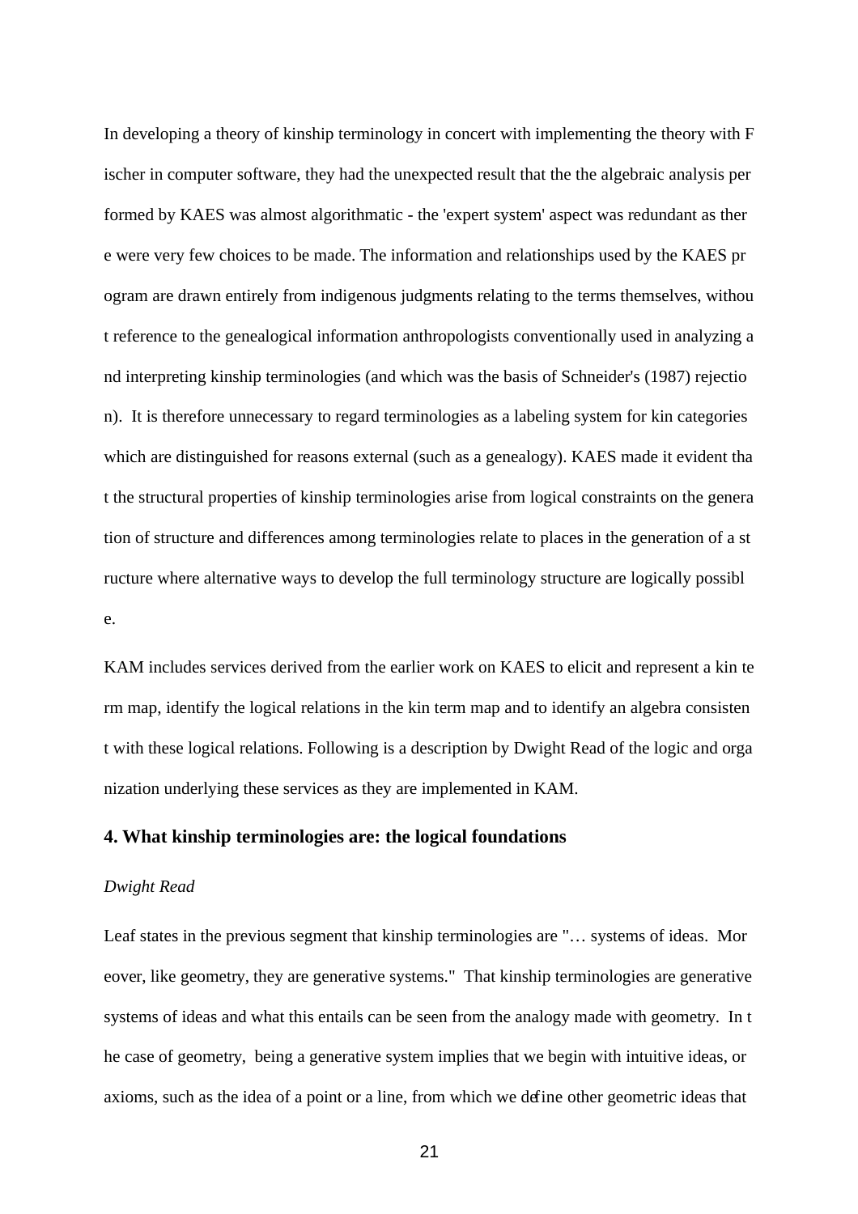In developing a theory of kinship terminology in concert with implementing the theory with Fischer in computer software, they had the unexpected result that the the algebraic analysis performed by KAES was almost algorithmatic - the 'expert system' aspect was redundant as there were very few choices to be made. The information and relationships used by the KAES program are drawn entirely from indigenous judgments relating to the terms themselves, without reference to the genealogical information anthropologists conventionally used in analyzing and interpreting kinship terminologies (and which was the basis of Schneider's (1987) rejection). It is therefore unnecessary to regard terminologies as a labeling system for kin categories which are distinguished for reasons external (such as a genealogy). KAES made it evident that the structural properties of kinship terminologies arise from logical constraints on the generation of structure and differences among terminologies relate to places in the generation of a structure where alternative ways to develop the full terminology structure are logically possible.

KAM includes services derived from the earlier work on KAES to elicit and represent a kin term map, identify the logical relations in the kin term map and to identify an algebra consistent with these logical relations. Following is a description by Dwight Read of the logic and organization underlying these services as they are implemented in KAM.

### 4. What kinship terminologies are: the logical foundations

*Dwight Read*

Leaf states in the previous segment that kinship terminologies are "… systems of ideas. Moreover, like geometry, they are generative systems." That kinship terminologies are generative systems of ideas and what this entails can be seen from the analogy made with geometry. In the case of geometry, being a generative system implies that we begin with intuitive ideas, or axioms, such as the idea of a point or a line, from which we define other geometric ideas that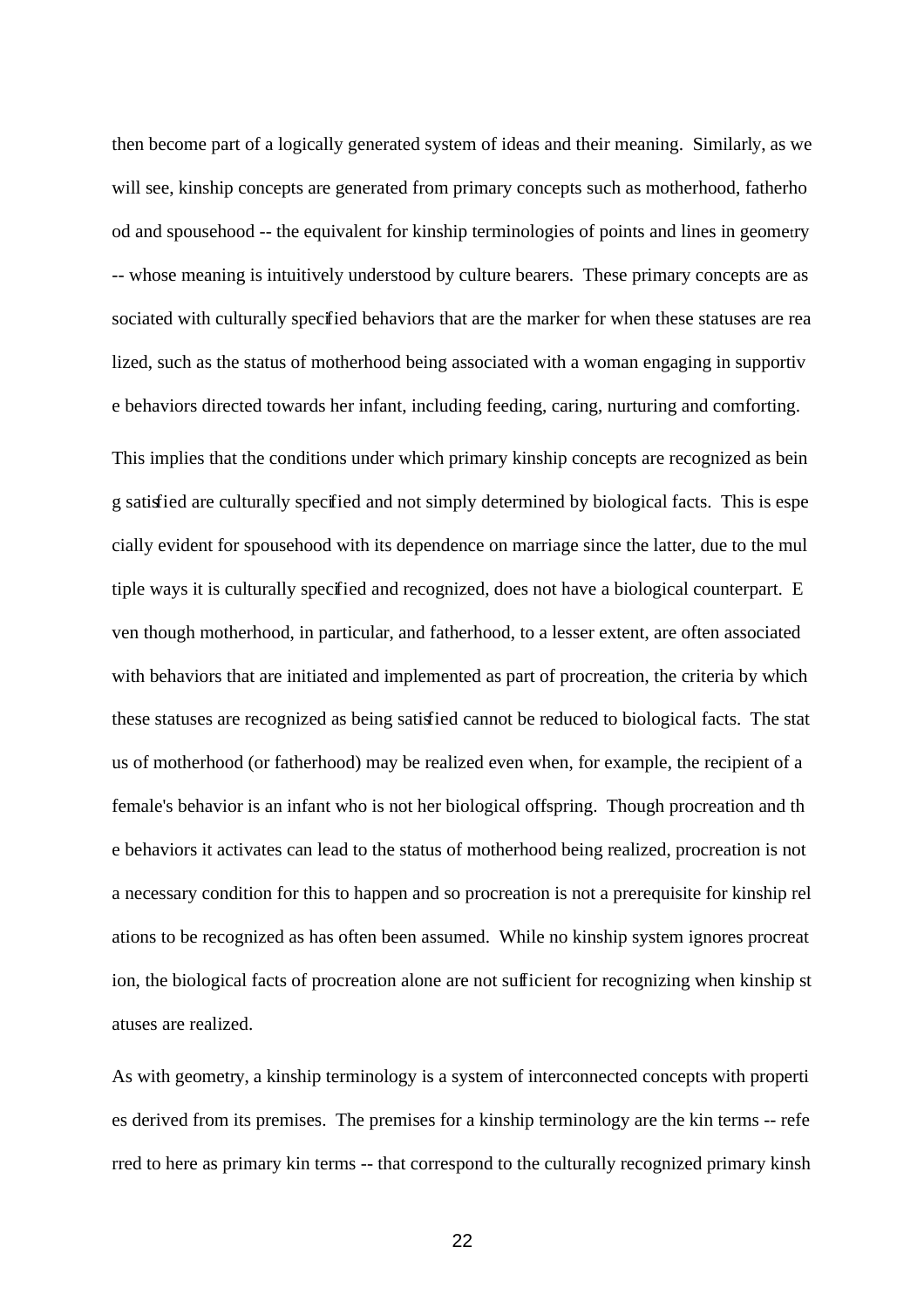then become part of a logically generated system of ideas and their meaning. Similarly, as we will see, kinship concepts are generated from primary concepts such as motherhood, fatherhood and spousehood -- the equivalent for kinship terminologies of points and lines in geometry -- whose meaning is intuitively understood by culture bearers. These primary concepts are associated with culturally specified behaviors that are the marker for when these statuses are realized, such as the status of motherhood being associated with a woman engaging in supportive behaviors directed towards her infant, including feeding, caring, nurturing and comforting.

This implies that the conditions under which primary kinship concepts are recognized as being satisfied are culturally specified and not simply determined by biological facts. This is especially evident for spousehood with its dependence on marriage since the latter, due to the multiple ways it is culturally specified and recognized, does not have a biological counterpart. Even though motherhood, in particular, and fatherhood, to a lesser extent, are often associated with behaviors that are initiated and implemented as part of procreation, the criteria by which these statuses are recognized as being satisfied cannot be reduced to biological facts. The status of motherhood (or fatherhood) may be realized even when, for example, the recipient of a female's behavior is an infant who is not her biological offspring. Though procreation and the behaviors it activates can lead to the status of motherhood being realized, procreation is not a necessary condition for this to happen and so procreation is not a prerequisite for kinship relations to be recognized as has often been assumed. While no kinship system ignores procreation, the biological facts of procreation alone are not sufficient for recognizing when kinship statuses are realized.

As with geometry, a kinship terminology is a system of interconnected concepts with properties derived from its premises. The premises for a kinship terminology are the kin terms -- referred to here as primary kin terms -- that correspond to the culturally recognized primary kinsh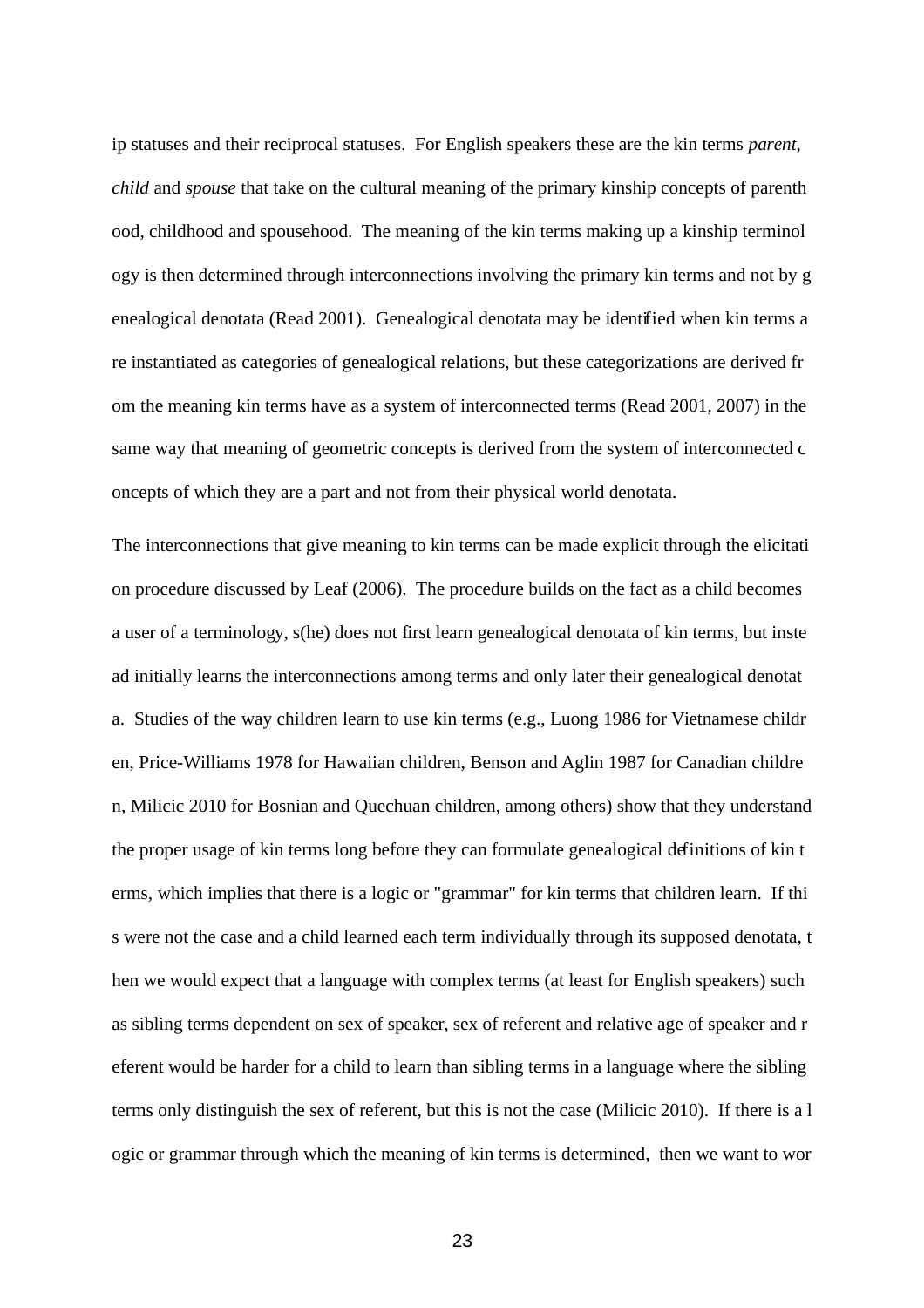ip statuses and their reciprocal statuses. For English speakers these are the kin terms *parent*, *child* and *spouse* that take on the cultural meaning of the primary kinship concepts of parenthood, childhood and spousehood. The meaning of the kin terms making up a kinship terminology is then determined through interconnections involving the primary kin terms and not by genealogical denotata (Read 2001). Genealogical denotata may be identified when kin terms are instantiated as categories of genealogical relations, but these categorizations are derived from the meaning kin terms have as a system of interconnected terms (Read 2001, 2007) in the same way that meaning of geometric concepts is derived from the system of interconnected concepts of which they are a part and not from their physical world denotata.

The interconnections that give meaning to kin terms can be made explicit through the elicitation procedure discussed by Leaf (2006). The procedure builds on the fact as a child becomes a user of a terminology, s(he) does not first learn genealogical denotata of kin terms, but instead initially learns the interconnections among terms and only later their genealogical denotata. Studies of the way children learn to use kin terms (e.g., Luong 1986 for Vietnamese children, Price-Williams 1978 for Hawaiian children, Benson and Aglin 1987 for Canadian children, Milicic 2010 for Bosnian and Quechuan children, among others) show that they understand the proper usage of kin terms long before they can formulate genealogical definitions of kin terms, which implies that there is a logic or "grammar" for kin terms that children learn. If this were not the case and a child learned each term individually through its supposed denotata, then we would expect that a language with complex terms (at least for English speakers) such as sibling terms dependent on sex of speaker, sex of referent and relative age of speaker and referent would be harder for a child to learn than sibling terms in a language where the sibling terms only distinguish the sex of referent, but this is not the case (Milicic 2010). If there is a logic or grammar through which the meaning of kin terms is determined, then we want to wor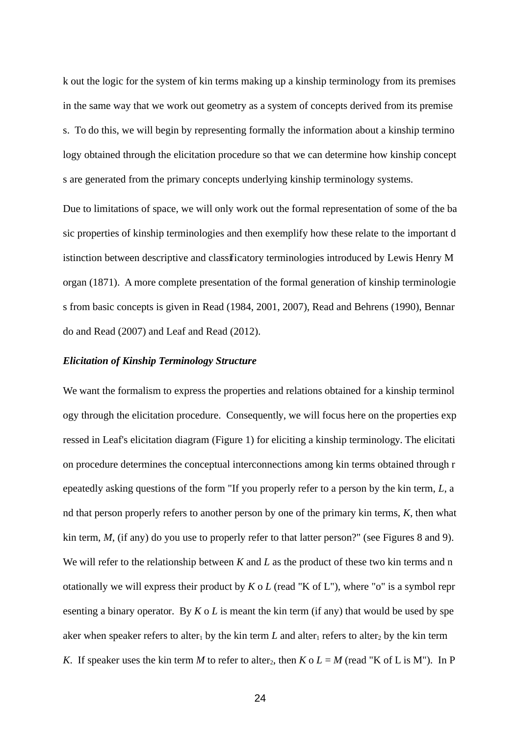k out the logic for the system of kin terms making up a kinship terminology from its premises in the same way that we work out geometry as a system of concepts derived from its premises. To do this, we will begin by representing formally the information about a kinship terminology obtained through the elicitation procedure so that we can determine how kinship concepts are generated from the primary concepts underlying kinship terminology systems.

Due to limitations of space, we will only work out the formal representation of some of the basic properties of kinship terminologies and then exemplify how these relate to the important distinction between descriptive and classificatory terminologies introduced by Lewis Henry Morgan (1871). A more complete presentation of the formal generation of kinship terminologies from basic concepts is given in Read (1984, 2001, 2007), Read and Behrens (1990), Bennardo and Read (2007) and Leaf and Read (2012).

***Elicitation of Kinship Terminology Structure***

We want the formalism to express the properties and relations obtained for a kinship terminology through the elicitation procedure. Consequently, we will focus here on the properties expressed in Leaf's elicitation diagram (Figure 1) for eliciting a kinship terminology. The elicitation procedure determines the conceptual interconnections among kin terms obtained through repeatedly asking questions of the form "If you properly refer to a person by the kin term, *L*, and that person properly refers to another person by one of the primary kin terms, *K*, then what kin term, *M*, (if any) do you use to properly refer to that latter person?" (see Figures 8 and 9). We will refer to the relationship between *K* and *L* as the product of these two kin terms and notationally we will express their product by *K* o *L* (read "K of L"), where "o" is a symbol representing a binary operator. By *K* o *L* is meant the kin term (if any) that would be used by speaker when speaker refers to $\text{alter}_1$ by the kin term *L* and $\text{alter}_1$ refers to $\text{alter}_2$ by the kin term *K*. If speaker uses the kin term *M* to refer to $\text{alter}_2$, then *K* o *L* = *M* (read "K of L is M"). In P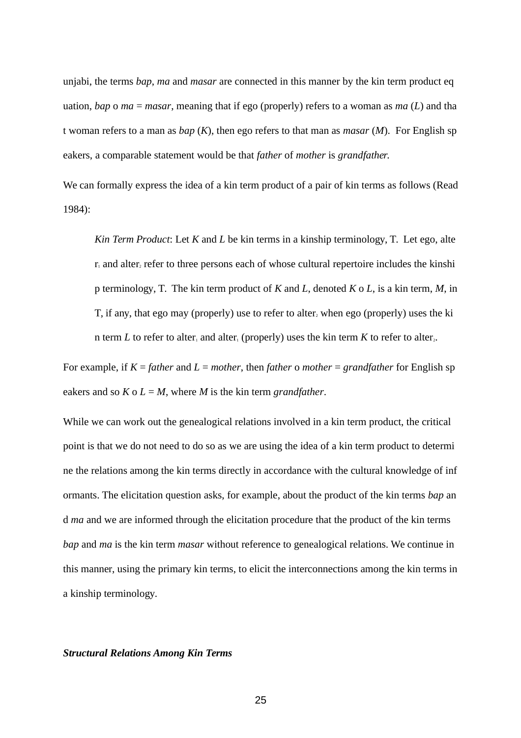unjabi, the terms *bap*, *ma* and *masar* are connected in this manner by the kin term product equation, *bap* o *ma* = *masar*, meaning that if ego (properly) refers to a woman as *ma* (*L*) and that woman refers to a man as *bap* (*K*), then ego refers to that man as *masar* (*M*). For English speakers, a comparable statement would be that *father* of *mother* is *grandfather.*

We can formally express the idea of a kin term product of a pair of kin terms as follows (Read 1984):

> *Kin Term Product*: Let *K* and *L* be kin terms in a kinship terminology, T. Let ego, $alter_1$ and $alter_2$ refer to three persons each of whose cultural repertoire includes the kinship terminology, T. The kin term product of *K* and *L*, denoted *K* o *L*, is a kin term, *M*, in T, if any, that ego may (properly) use to refer to $alter_2$ when ego (properly) uses the kin term *L* to refer to $alter_1$ and $alter_1$ (properly) uses the kin term *K* to refer to $alter_2$.

For example, if *K* = *father* and *L* = *mother*, then *father* o *mother* = *grandfather* for English speakers and so *K* o *L* = *M*, where *M* is the kin term *grandfather*.

While we can work out the genealogical relations involved in a kin term product, the critical point is that we do not need to do so as we are using the idea of a kin term product to determine the relations among the kin terms directly in accordance with the cultural knowledge of informants. The elicitation question asks, for example, about the product of the kin terms *bap* and *ma* and we are informed through the elicitation procedure that the product of the kin terms *bap* and *ma* is the kin term *masar* without reference to genealogical relations. We continue in this manner, using the primary kin terms, to elicit the interconnections among the kin terms in a kinship terminology.

### ***Structural Relations Among Kin Terms***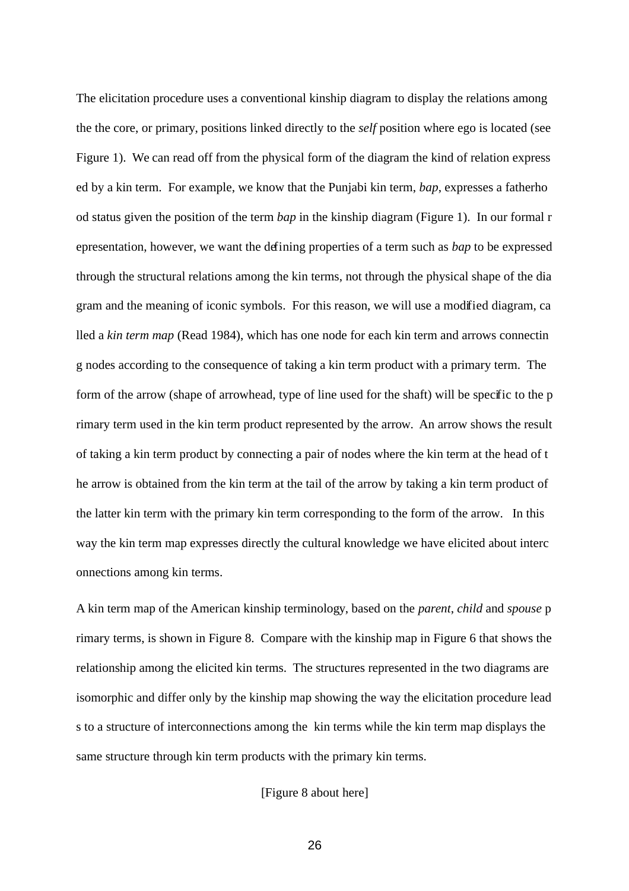The elicitation procedure uses a conventional kinship diagram to display the relations among the the core, or primary, positions linked directly to the *self* position where ego is located (see Figure 1). We can read off from the physical form of the diagram the kind of relation expressed by a kin term. For example, we know that the Punjabi kin term, *bap*, expresses a fatherhood status given the position of the term *bap* in the kinship diagram (Figure 1). In our formal representation, however, we want the defining properties of a term such as *bap* to be expressed through the structural relations among the kin terms, not through the physical shape of the diagram and the meaning of iconic symbols. For this reason, we will use a modified diagram, called a *kin term map* (Read 1984), which has one node for each kin term and arrows connecting nodes according to the consequence of taking a kin term product with a primary term. The form of the arrow (shape of arrowhead, type of line used for the shaft) will be specific to the primary term used in the kin term product represented by the arrow. An arrow shows the result of taking a kin term product by connecting a pair of nodes where the kin term at the head of the arrow is obtained from the kin term at the tail of the arrow by taking a kin term product of the latter kin term with the primary kin term corresponding to the form of the arrow. In this way the kin term map expresses directly the cultural knowledge we have elicited about interconnections among kin terms.

A kin term map of the American kinship terminology, based on the *parent*, *child* and *spouse* primary terms, is shown in Figure 8. Compare with the kinship map in Figure 6 that shows the relationship among the elicited kin terms. The structures represented in the two diagrams are isomorphic and differ only by the kinship map showing the way the elicitation procedure leads to a structure of interconnections among the kin terms while the kin term map displays the same structure through kin term products with the primary kin terms.

[Figure 8 about here]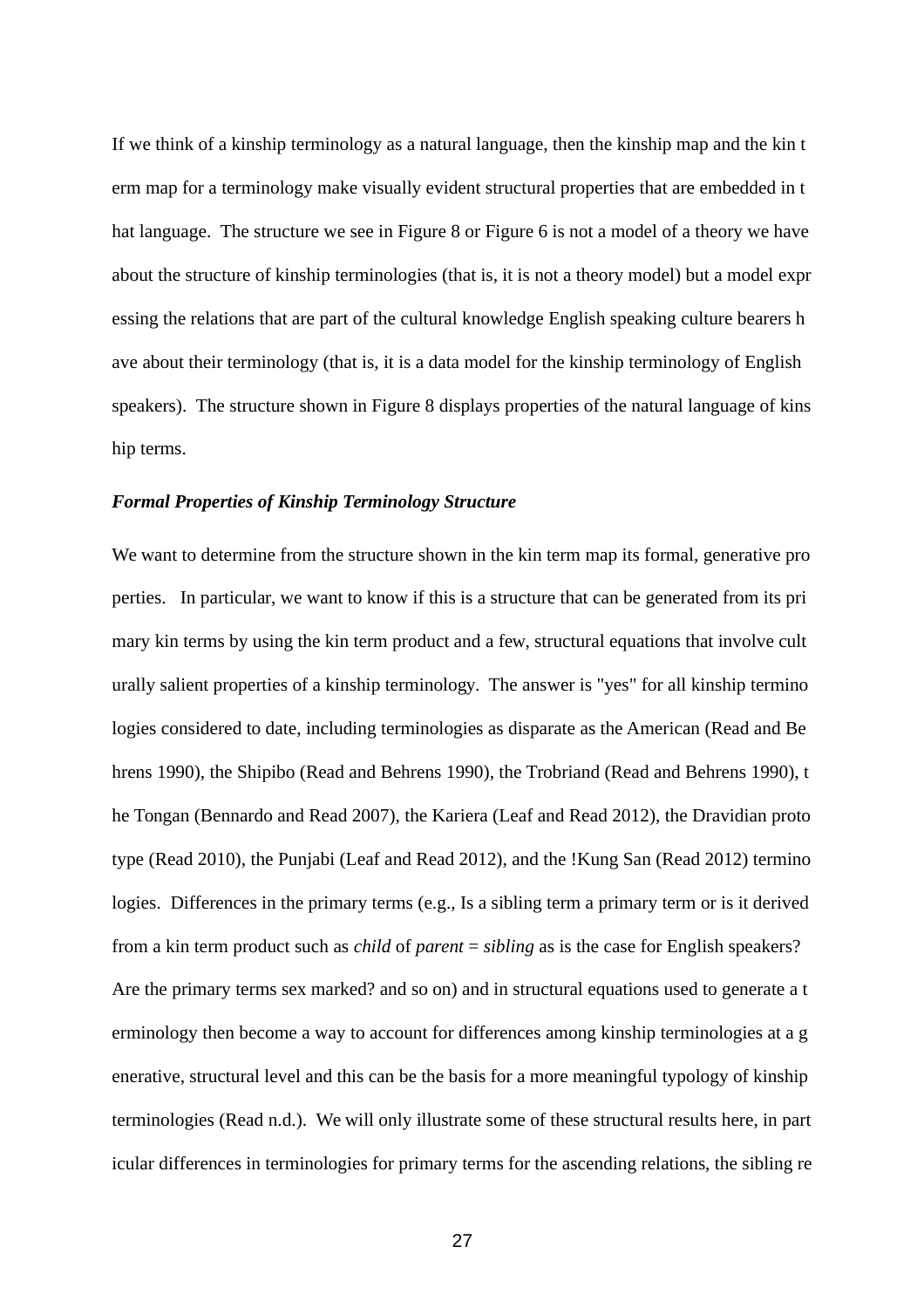If we think of a kinship terminology as a natural language, then the kinship map and the kin term map for a terminology make visually evident structural properties that are embedded in that language. The structure we see in Figure 8 or Figure 6 is not a model of a theory we have about the structure of kinship terminologies (that is, it is not a theory model) but a model expressing the relations that are part of the cultural knowledge English speaking culture bearers have about their terminology (that is, it is a data model for the kinship terminology of English speakers). The structure shown in Figure 8 displays properties of the natural language of kinship terms.

### *Formal Properties of Kinship Terminology Structure*

We want to determine from the structure shown in the kin term map its formal, generative properties. In particular, we want to know if this is a structure that can be generated from its primary kin terms by using the kin term product and a few, structural equations that involve culturally salient properties of a kinship terminology. The answer is "yes" for all kinship terminologies considered to date, including terminologies as disparate as the American (Read and Behrens 1990), the Shipibo (Read and Behrens 1990), the Trobriand (Read and Behrens 1990), the Tongan (Bennardo and Read 2007), the Kariera (Leaf and Read 2012), the Dravidian prototype (Read 2010), the Punjabi (Leaf and Read 2012), and the !Kung San (Read 2012) terminologies. Differences in the primary terms (e.g., Is a sibling term a primary term or is it derived from a kin term product such as *child* of *parent* = *sibling* as is the case for English speakers? Are the primary terms sex marked? and so on) and in structural equations used to generate a terminology then become a way to account for differences among kinship terminologies at a generative, structural level and this can be the basis for a more meaningful typology of kinship terminologies (Read n.d.). We will only illustrate some of these structural results here, in particular differences in terminologies for primary terms for the ascending relations, the sibling re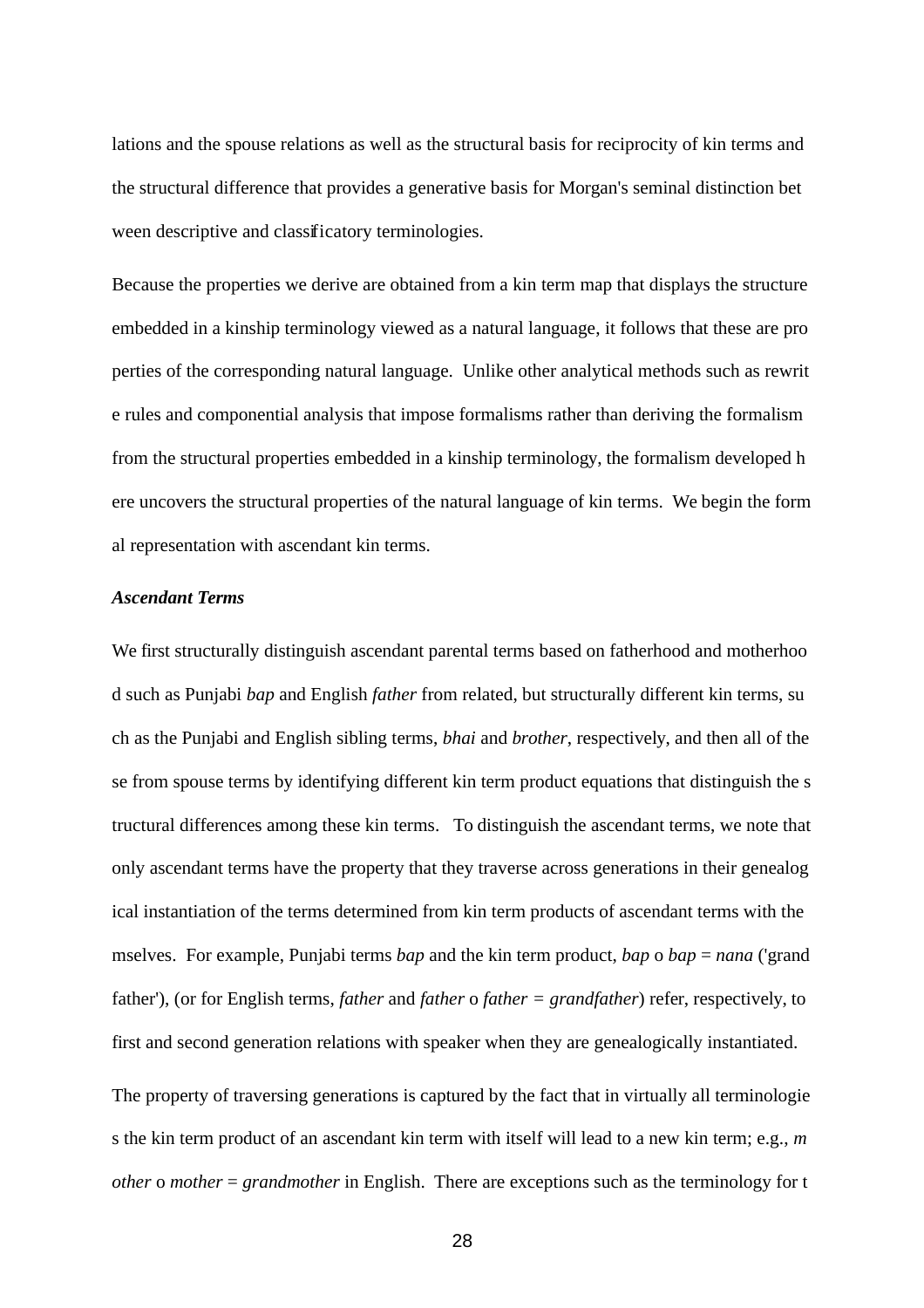lations and the spouse relations as well as the structural basis for reciprocity of kin terms and the structural difference that provides a generative basis for Morgan's seminal distinction between descriptive and classificatory terminologies.

Because the properties we derive are obtained from a kin term map that displays the structure embedded in a kinship terminology viewed as a natural language, it follows that these are properties of the corresponding natural language. Unlike other analytical methods such as rewrite rules and componential analysis that impose formalisms rather than deriving the formalism from the structural properties embedded in a kinship terminology, the formalism developed here uncovers the structural properties of the natural language of kin terms. We begin the formal representation with ascendant kin terms.

***Ascendant Terms***

We first structurally distinguish ascendant parental terms based on fatherhood and motherhood such as Punjabi *bap* and English *father* from related, but structurally different kin terms, such as the Punjabi and English sibling terms, *bhai* and *brother*, respectively, and then all of these from spouse terms by identifying different kin term product equations that distinguish the structural differences among these kin terms. To distinguish the ascendant terms, we note that only ascendant terms have the property that they traverse across generations in their genealogical instantiation of the terms determined from kin term products of ascendant terms with themselves. For example, Punjabi terms *bap* and the kin term product, *bap* o *bap* = *nana* ('grandfather'), (or for English terms, *father* and *father* o *father = grandfather*) refer, respectively, to first and second generation relations with speaker when they are genealogically instantiated.

The property of traversing generations is captured by the fact that in virtually all terminologies the kin term product of an ascendant kin term with itself will lead to a new kin term; e.g., *mother* o *mother* = *grandmother* in English. There are exceptions such as the terminology for t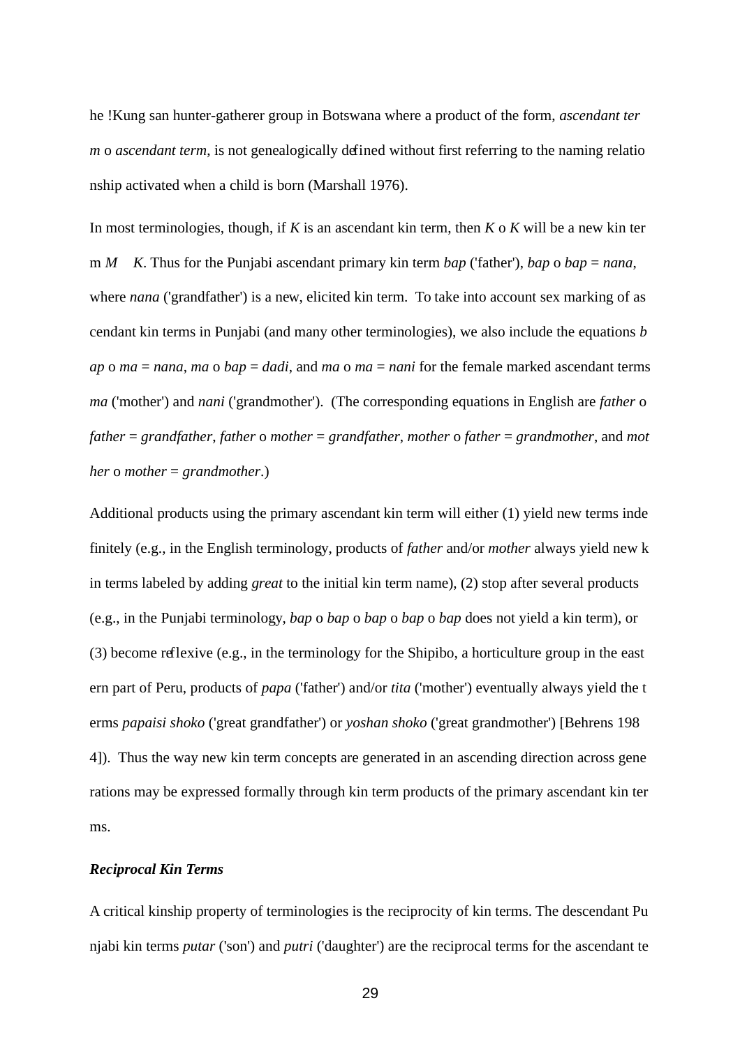he !Kung san hunter-gatherer group in Botswana where a product of the form, *ascendant term* o *ascendant term*, is not genealogically defined without first referring to the naming relationship activated when a child is born (Marshall 1976).

In most terminologies, though, if *K* is an ascendant kin term, then *K* o *K* will be a new kin term *M* $\neq$ *K*. Thus for the Punjabi ascendant primary kin term *bap* ('father'), *bap* o *bap* = *nana*, where *nana* ('grandfather') is a new, elicited kin term. To take into account sex marking of ascendant kin terms in Punjabi (and many other terminologies), we also include the equations *bap* o *ma* = *nana*, *ma* o *bap* = *dadi*, and *ma* o *ma* = *nani* for the female marked ascendant terms *ma* ('mother') and *nani* ('grandmother'). (The corresponding equations in English are *father* o *father* = *grandfather*, *father* o *mother* = *grandfather*, *mother* o *father* = *grandmother*, and *mother* o *mother* = *grandmother*.)

Additional products using the primary ascendant kin term will either (1) yield new terms indefinitely (e.g., in the English terminology, products of *father* and/or *mother* always yield new kin terms labeled by adding *great* to the initial kin term name), (2) stop after several products (e.g., in the Punjabi terminology, *bap* o *bap* o *bap* o *bap* o *bap* does not yield a kin term), or (3) become reflexive (e.g., in the terminology for the Shipibo, a horticulture group in the eastern part of Peru, products of *papa* ('father') and/or *tita* ('mother') eventually always yield the terms *papaisi shoko* ('great grandfather') or *yoshan shoko* ('great grandmother') [Behrens 1984]). Thus the way new kin term concepts are generated in an ascending direction across generations may be expressed formally through kin term products of the primary ascendant kin terms.

### ***Reciprocal Kin Terms***

A critical kinship property of terminologies is the reciprocity of kin terms. The descendant Punjabi kin terms *putar* ('son') and *putri* ('daughter') are the reciprocal terms for the ascendant te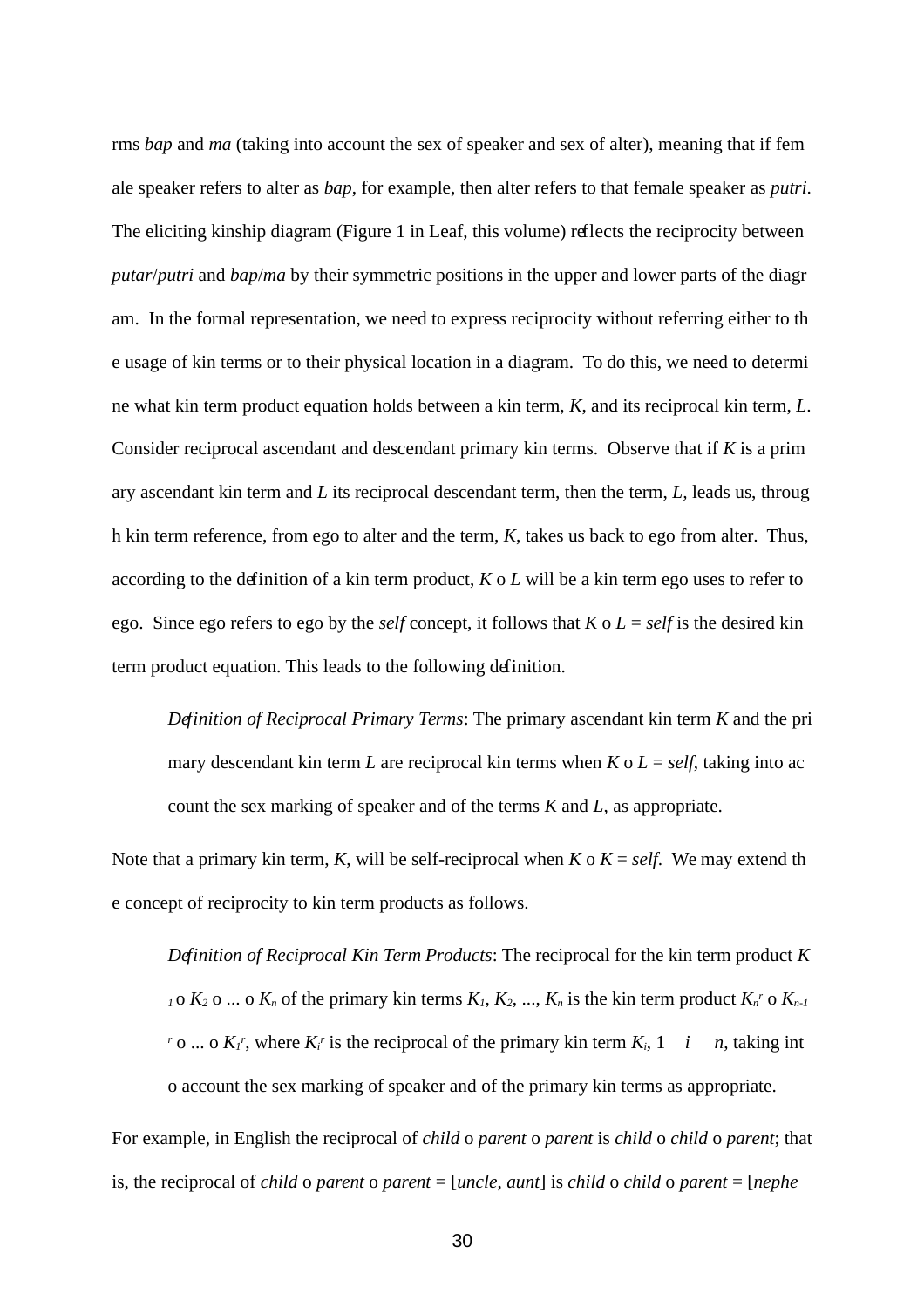rms *bap* and *ma* (taking into account the sex of speaker and sex of alter), meaning that if female speaker refers to alter as *bap*, for example, then alter refers to that female speaker as *putri*. The eliciting kinship diagram (Figure 1 in Leaf, this volume) reflects the reciprocity between *putar*/*putri* and *bap*/*ma* by their symmetric positions in the upper and lower parts of the diagram. In the formal representation, we need to express reciprocity without referring either to the usage of kin terms or to their physical location in a diagram. To do this, we need to determine what kin term product equation holds between a kin term, *K*, and its reciprocal kin term, *L*. Consider reciprocal ascendant and descendant primary kin terms. Observe that if *K* is a primary ascendant kin term and *L* its reciprocal descendant term, then the term, *L*, leads us, through kin term reference, from ego to alter and the term, *K*, takes us back to ego from alter. Thus, according to the definition of a kin term product, *K* o *L* will be a kin term ego uses to refer to ego. Since ego refers to ego by the *self* concept, it follows that *K* o *L* = *self* is the desired kin term product equation. This leads to the following definition.

> *Definition of Reciprocal Primary Terms*: The primary ascendant kin term *K* and the primary descendant kin term *L* are reciprocal kin terms when *K* o *L* = *self*, taking into account the sex marking of speaker and of the terms *K* and *L*, as appropriate.

Note that a primary kin term, *K*, will be self-reciprocal when *K* o *K* = *self*. We may extend the concept of reciprocity to kin term products as follows.

> *Definition of Reciprocal Kin Term Products*: The reciprocal for the kin term product $K_1$ o $K_2$ o ... o $K_n$ of the primary kin terms $K_1$, $K_2$, ..., $K_n$ is the kin term product $K_n^r$ o $K_{n-1}^r$ o ... o $K_1^r$, where $K_i^r$ is the reciprocal of the primary kin term $K_i$, $1 \leq i \leq n$, taking into account the sex marking of speaker and of the primary kin terms as appropriate.

For example, in English the reciprocal of *child* o *parent* o *parent* is *child* o *child* o *parent*; that is, the reciprocal of *child* o *parent* o *parent* = [*uncle*, *aunt*] is *child* o *child* o *parent* = [*nephe*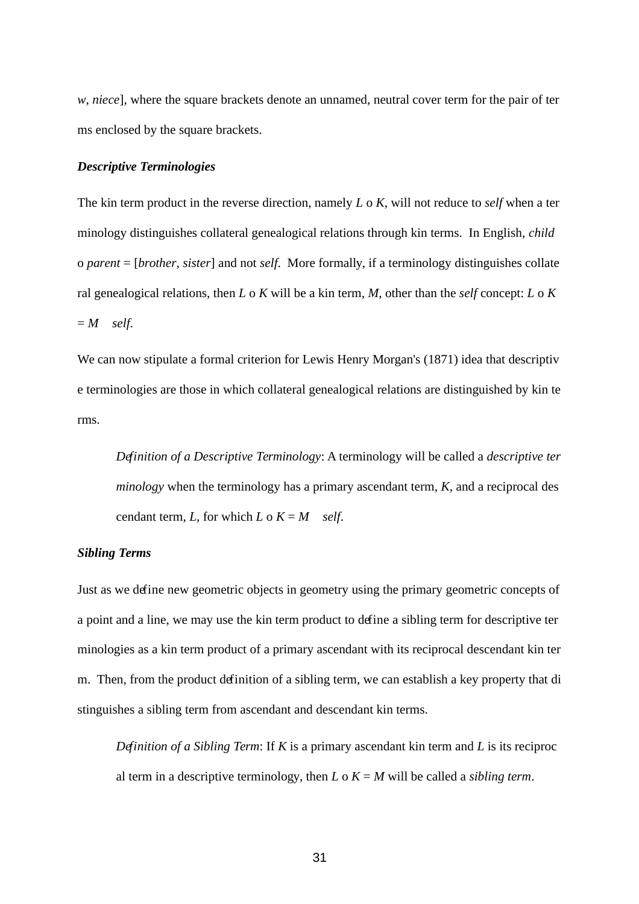*w*, *niece*], where the square brackets denote an unnamed, neutral cover term for the pair of terms enclosed by the square brackets.

***Descriptive Terminologies***

The kin term product in the reverse direction, namely $L \circ K$, will not reduce to *self* when a terminology distinguishes collateral genealogical relations through kin terms. In English, *child* o *parent* = [*brother*, *sister*] and not *self*. More formally, if a terminology distinguishes collateral genealogical relations, then $L \circ K$ will be a kin term, $M$, other than the *self* concept: $L \circ K = M \neq self$.

We can now stipulate a formal criterion for Lewis Henry Morgan's (1871) idea that descriptive terminologies are those in which collateral genealogical relations are distinguished by kin terms.

> *Definition of a Descriptive Terminology*: A terminology will be called a *descriptive terminology* when the terminology has a primary ascendant term, $K$, and a reciprocal descendant term, $L$, for which $L \circ K = M \neq self$.

***Sibling Terms***

Just as we define new geometric objects in geometry using the primary geometric concepts of a point and a line, we may use the kin term product to define a sibling term for descriptive terminologies as a kin term product of a primary ascendant with its reciprocal descendant kin term. Then, from the product definition of a sibling term, we can establish a key property that distinguishes a sibling term from ascendant and descendant kin terms.

> *Definition of a Sibling Term*: If $K$ is a primary ascendant kin term and $L$ is its reciprocal term in a descriptive terminology, then $L \circ K = M$ will be called a *sibling term*.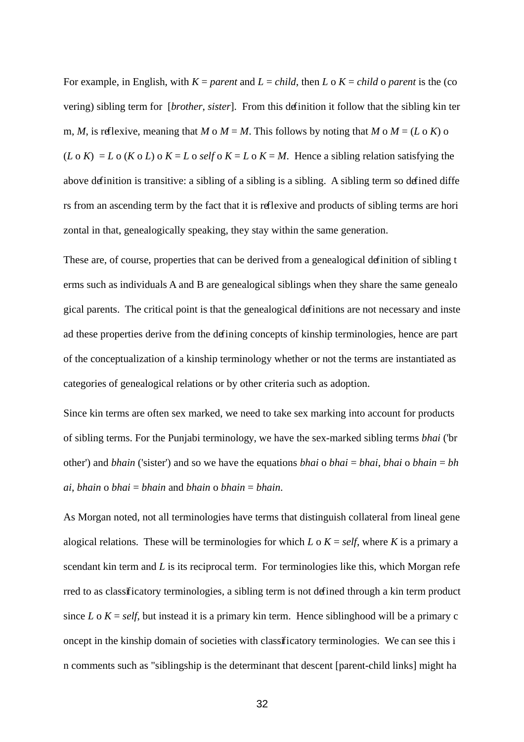For example, in English, with $K$ = *parent* and $L$ = *child*, then $L$ o $K$ = *child* o *parent* is the (covering) sibling term for [*brother*, *sister*]. From this definition it follow that the sibling kin term, $M$, is reflexive, meaning that $M$ o $M$ = $M$. This follows by noting that $M$ o $M$ = ($L$ o $K$) o ($L$ o $K$) = $L$ o ($K$ o $L$) o $K$ = $L$ o *self* o $K$ = $L$ o $K$ = $M$. Hence a sibling relation satisfying the above definition is transitive: a sibling of a sibling is a sibling. A sibling term so defined differs from an ascending term by the fact that it is reflexive and products of sibling terms are horizontal in that, genealogically speaking, they stay within the same generation.

These are, of course, properties that can be derived from a genealogical definition of sibling terms such as individuals A and B are genealogical siblings when they share the same genealogical parents. The critical point is that the genealogical definitions are not necessary and instead these properties derive from the defining concepts of kinship terminologies, hence are part of the conceptualization of a kinship terminology whether or not the terms are instantiated as categories of genealogical relations or by other criteria such as adoption.

Since kin terms are often sex marked, we need to take sex marking into account for products of sibling terms. For the Punjabi terminology, we have the sex-marked sibling terms *bhai* ('brother') and *bhain* ('sister') and so we have the equations *bhai* o *bhai* = *bhai*, *bhai* o *bhain* = *bhai*, *bhain* o *bhai* = *bhain* and *bhain* o *bhain* = *bhain*.

As Morgan noted, not all terminologies have terms that distinguish collateral from lineal genealogical relations. These will be terminologies for which $L$ o $K$ = *self*, where $K$ is a primary ascendant kin term and $L$ is its reciprocal term. For terminologies like this, which Morgan referred to as classificatory terminologies, a sibling term is not defined through a kin term product since $L$ o $K$ = *self*, but instead it is a primary kin term. Hence siblinghood will be a primary concept in the kinship domain of societies with classificatory terminologies. We can see this in comments such as "siblingship is the determinant that descent [parent-child links] might ha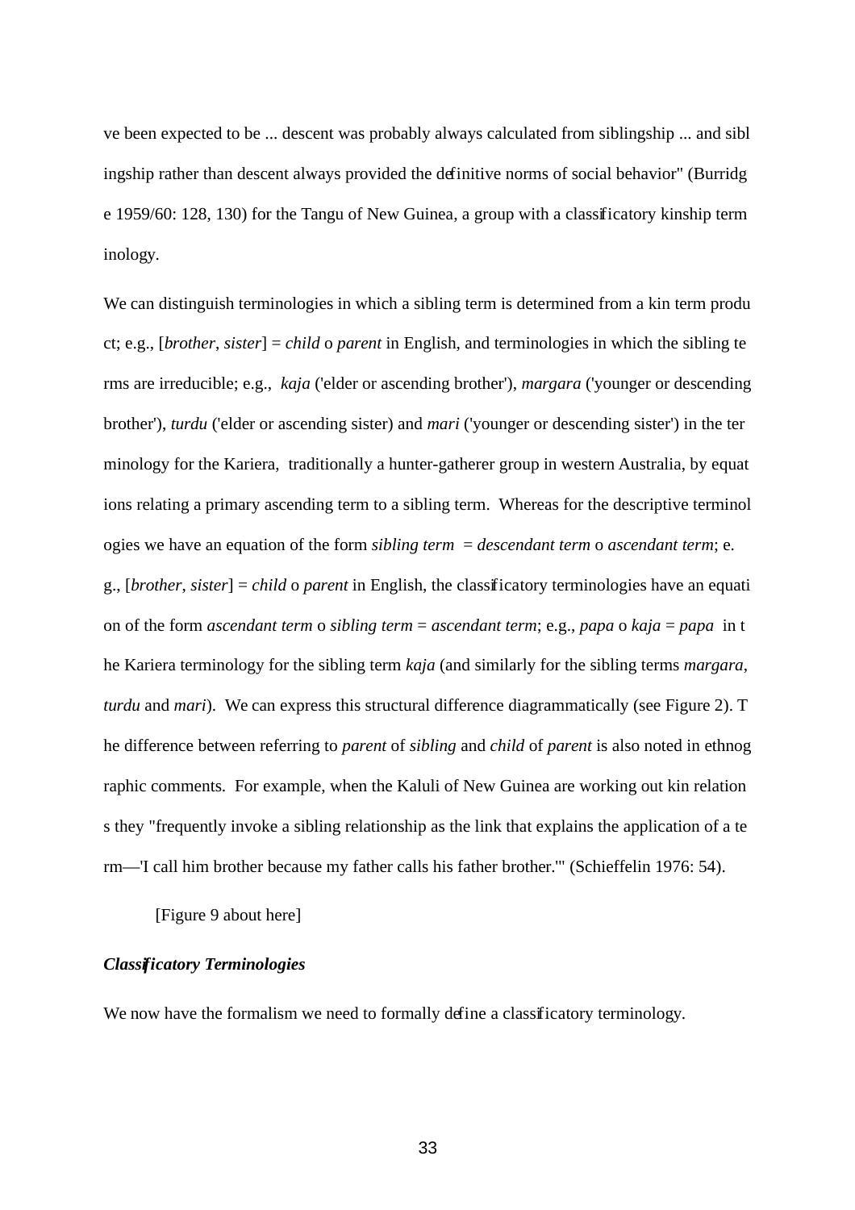ve been expected to be ... descent was probably always calculated from siblingship ... and siblingship rather than descent always provided the definitive norms of social behavior" (Burridge 1959/60: 128, 130) for the Tangu of New Guinea, a group with a classificatory kinship terminology.

We can distinguish terminologies in which a sibling term is determined from a kin term product; e.g., [*brother*, *sister*] = *child* o *parent* in English, and terminologies in which the sibling terms are irreducible; e.g., *kaja* ('elder or ascending brother'), *margara* ('younger or descending brother'), *turdu* ('elder or ascending sister) and *mari* ('younger or descending sister') in the terminology for the Kariera, traditionally a hunter-gatherer group in western Australia, by equations relating a primary ascending term to a sibling term. Whereas for the descriptive terminologies we have an equation of the form *sibling term* = *descendant term* o *ascendant term*; e.g., [*brother*, *sister*] = *child* o *parent* in English, the classificatory terminologies have an equation of the form *ascendant term* o *sibling term* = *ascendant term*; e.g., *papa* o *kaja* = *papa* in the Kariera terminology for the sibling term *kaja* (and similarly for the sibling terms *margara*, *turdu* and *mari*). We can express this structural difference diagrammatically (see Figure 2). The difference between referring to *parent* of *sibling* and *child* of *parent* is also noted in ethnographic comments. For example, when the Kaluli of New Guinea are working out kin relations they "frequently invoke a sibling relationship as the link that explains the application of a term—'I call him brother because my father calls his father brother.'" (Schieffelin 1976: 54).

[Figure 9 about here]

***Classificatory Terminologies***

We now have the formalism we need to formally define a classificatory terminology.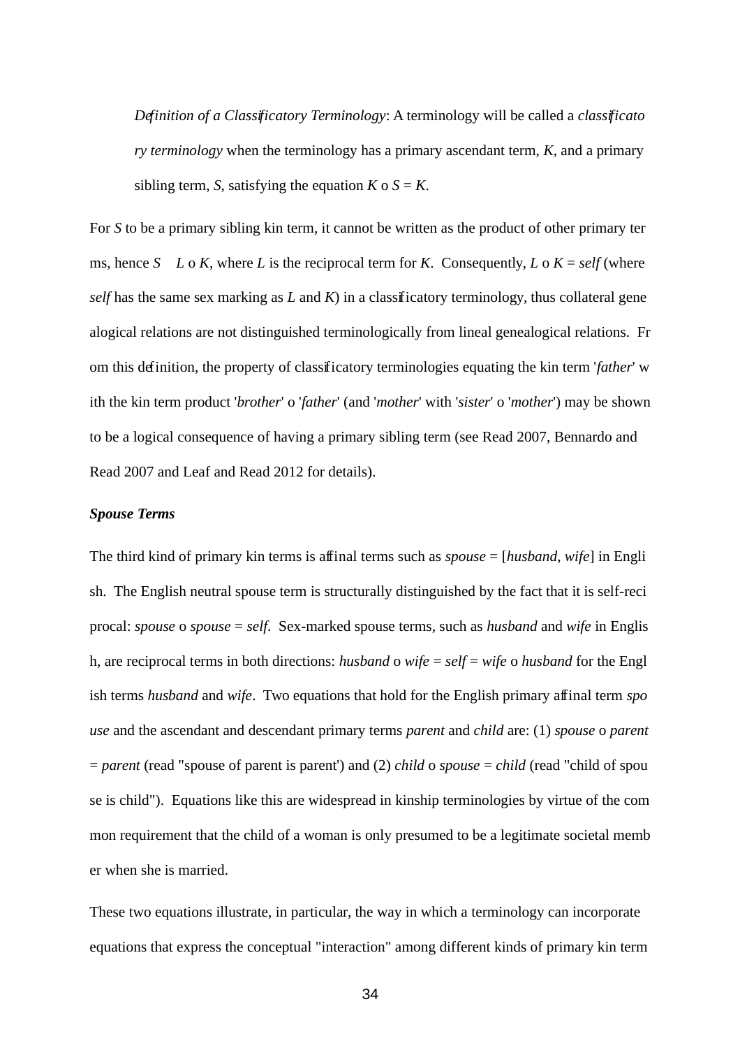*Definition of a Classificatory Terminology*: A terminology will be called a *classificatory terminology* when the terminology has a primary ascendant term, *K*, and a primary sibling term, *S*, satisfying the equation *K* o *S* = *K*.

For *S* to be a primary sibling kin term, it cannot be written as the product of other primary terms, hence *S* ≠ *L* o *K*, where *L* is the reciprocal term for *K*. Consequently, *L* o *K* = *self* (where *self* has the same sex marking as *L* and *K*) in a classificatory terminology, thus collateral genealogical relations are not distinguished terminologically from lineal genealogical relations. From this definition, the property of classificatory terminologies equating the kin term '*father*' with the kin term product '*brother*' o '*father*' (and '*mother*' with '*sister*' o '*mother*') may be shown to be a logical consequence of having a primary sibling term (see Read 2007, Bennardo and Read 2007 and Leaf and Read 2012 for details).

***Spouse Terms***

The third kind of primary kin terms is affinal terms such as *spouse* = [*husband*, *wife*] in English. The English neutral spouse term is structurally distinguished by the fact that it is self-reciprocal: *spouse* o *spouse* = *self*. Sex-marked spouse terms, such as *husband* and *wife* in English, are reciprocal terms in both directions: *husband* o *wife* = *self* = *wife* o *husband* for the English terms *husband* and *wife*. Two equations that hold for the English primary affinal term *spouse* and the ascendant and descendant primary terms *parent* and *child* are: (1) *spouse* o *parent* = *parent* (read "spouse of parent is parent') and (2) *child* o *spouse* = *child* (read "child of spouse is child"). Equations like this are widespread in kinship terminologies by virtue of the common requirement that the child of a woman is only presumed to be a legitimate societal member when she is married.

These two equations illustrate, in particular, the way in which a terminology can incorporate equations that express the conceptual "interaction" among different kinds of primary kin term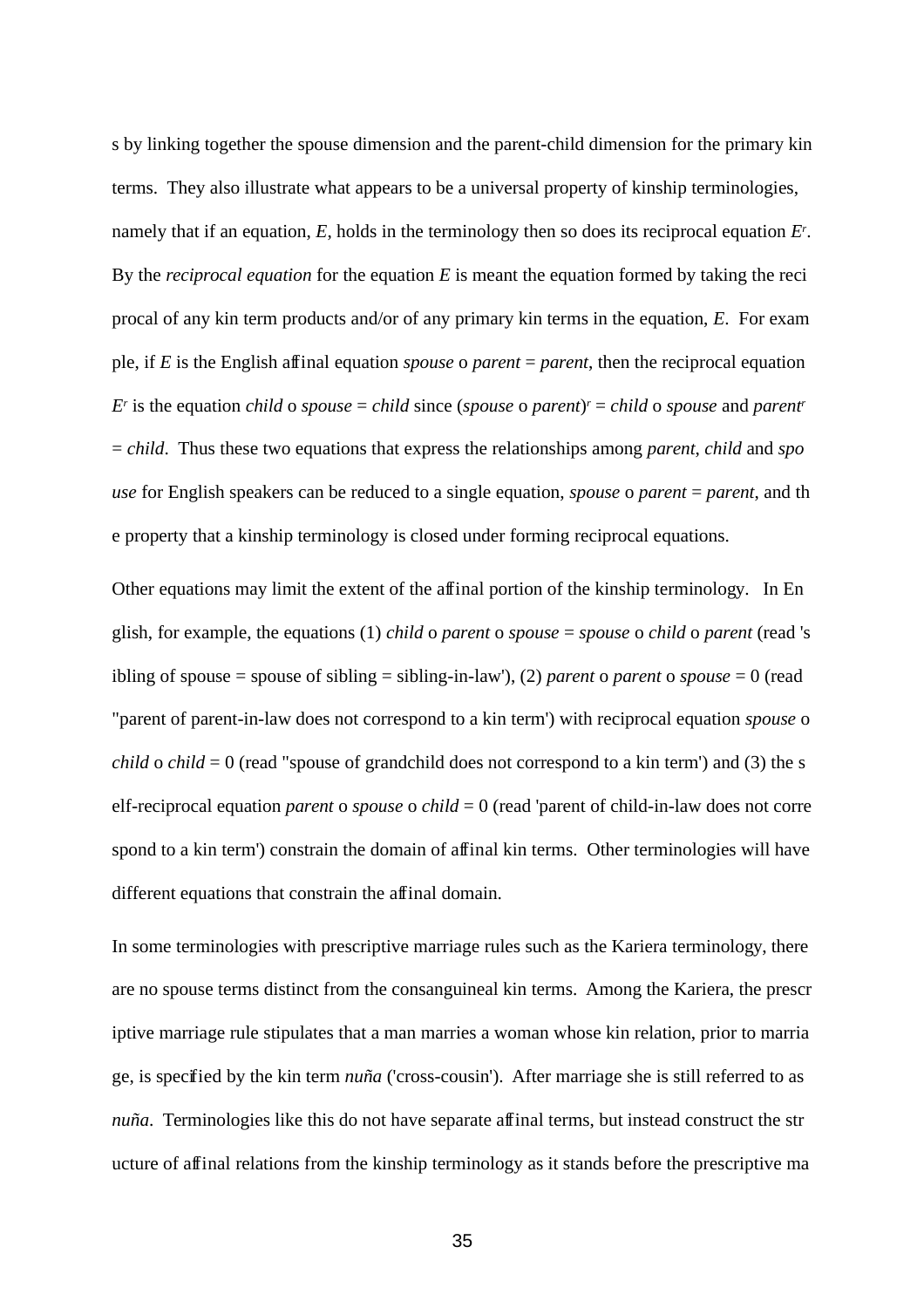s by linking together the spouse dimension and the parent-child dimension for the primary kin terms. They also illustrate what appears to be a universal property of kinship terminologies, namely that if an equation, $E$, holds in the terminology then so does its reciprocal equation $E^r$. By the *reciprocal equation* for the equation $E$ is meant the equation formed by taking the reciprocal of any kin term products and/or of any primary kin terms in the equation, $E$. For example, if $E$ is the English affinal equation *spouse* o *parent* = *parent*, then the reciprocal equation $E^r$ is the equation *child* o *spouse* = *child* since (*spouse* o *parent*)$^r$ = *child* o *spouse* and *parent*$^r$ = *child*. Thus these two equations that express the relationships among *parent*, *child* and *spouse* for English speakers can be reduced to a single equation, *spouse* o *parent* = *parent*, and the property that a kinship terminology is closed under forming reciprocal equations.

Other equations may limit the extent of the affinal portion of the kinship terminology. In English, for example, the equations (1) *child* o *parent* o *spouse* = *spouse* o *child* o *parent* (read 'sibling of spouse = spouse of sibling = sibling-in-law'), (2) *parent* o *parent* o *spouse* = 0 (read "parent of parent-in-law does not correspond to a kin term') with reciprocal equation *spouse* o *child* o *child* = 0 (read "spouse of grandchild does not correspond to a kin term') and (3) the self-reciprocal equation *parent* o *spouse* o *child* = 0 (read 'parent of child-in-law does not correspond to a kin term') constrain the domain of affinal kin terms. Other terminologies will have different equations that constrain the affinal domain.

In some terminologies with prescriptive marriage rules such as the Kariera terminology, there are no spouse terms distinct from the consanguineal kin terms. Among the Kariera, the prescriptive marriage rule stipulates that a man marries a woman whose kin relation, prior to marriage, is specified by the kin term *nuña* ('cross-cousin'). After marriage she is still referred to as *nuña*. Terminologies like this do not have separate affinal terms, but instead construct the structure of affinal relations from the kinship terminology as it stands before the prescriptive ma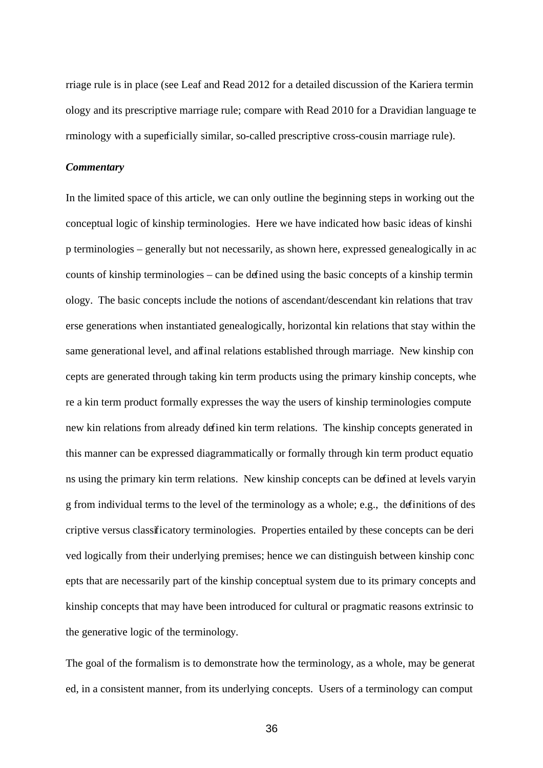rriage rule is in place (see Leaf and Read 2012 for a detailed discussion of the Kariera terminology and its prescriptive marriage rule; compare with Read 2010 for a Dravidian language terminology with a superficially similar, so-called prescriptive cross-cousin marriage rule).

***Commentary***

In the limited space of this article, we can only outline the beginning steps in working out the conceptual logic of kinship terminologies. Here we have indicated how basic ideas of kinship terminologies – generally but not necessarily, as shown here, expressed genealogically in accounts of kinship terminologies – can be defined using the basic concepts of a kinship terminology. The basic concepts include the notions of ascendant/descendant kin relations that traverse generations when instantiated genealogically, horizontal kin relations that stay within the same generational level, and affinal relations established through marriage. New kinship concepts are generated through taking kin term products using the primary kinship concepts, where a kin term product formally expresses the way the users of kinship terminologies compute new kin relations from already defined kin term relations. The kinship concepts generated in this manner can be expressed diagrammatically or formally through kin term product equations using the primary kin term relations. New kinship concepts can be defined at levels varying from individual terms to the level of the terminology as a whole; e.g., the definitions of descriptive versus classificatory terminologies. Properties entailed by these concepts can be derived logically from their underlying premises; hence we can distinguish between kinship concepts that are necessarily part of the kinship conceptual system due to its primary concepts and kinship concepts that may have been introduced for cultural or pragmatic reasons extrinsic to the generative logic of the terminology.

The goal of the formalism is to demonstrate how the terminology, as a whole, may be generated, in a consistent manner, from its underlying concepts. Users of a terminology can comput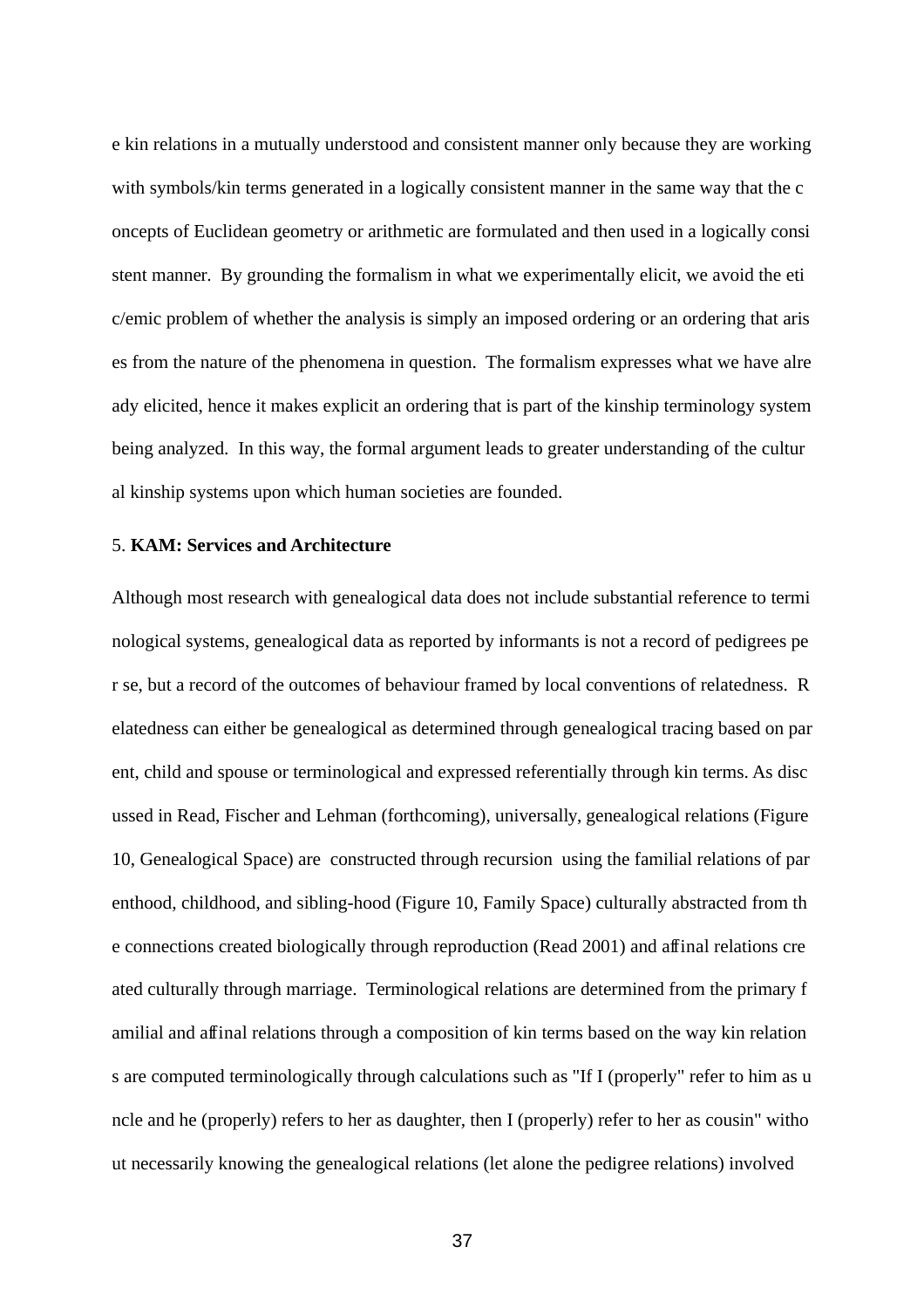e kin relations in a mutually understood and consistent manner only because they are working with symbols/kin terms generated in a logically consistent manner in the same way that the concepts of Euclidean geometry or arithmetic are formulated and then used in a logically consistent manner. By grounding the formalism in what we experimentally elicit, we avoid the etic/emic problem of whether the analysis is simply an imposed ordering or an ordering that arises from the nature of the phenomena in question. The formalism expresses what we have already elicited, hence it makes explicit an ordering that is part of the kinship terminology system being analyzed. In this way, the formal argument leads to greater understanding of the cultural kinship systems upon which human societies are founded.

## 5. **KAM: Services and Architecture**

Although most research with genealogical data does not include substantial reference to terminological systems, genealogical data as reported by informants is not a record of pedigrees per se, but a record of the outcomes of behaviour framed by local conventions of relatedness. Relatedness can either be genealogical as determined through genealogical tracing based on parent, child and spouse or terminological and expressed referentially through kin terms. As discussed in Read, Fischer and Lehman (forthcoming), universally, genealogical relations (Figure 10, Genealogical Space) are constructed through recursion using the familial relations of parenthood, childhood, and sibling-hood (Figure 10, Family Space) culturally abstracted from the connections created biologically through reproduction (Read 2001) and affinal relations created culturally through marriage. Terminological relations are determined from the primary familial and affinal relations through a composition of kin terms based on the way kin relations are computed terminologically through calculations such as "If I (properly" refer to him as uncle and he (properly) refers to her as daughter, then I (properly) refer to her as cousin" without necessarily knowing the genealogical relations (let alone the pedigree relations) involved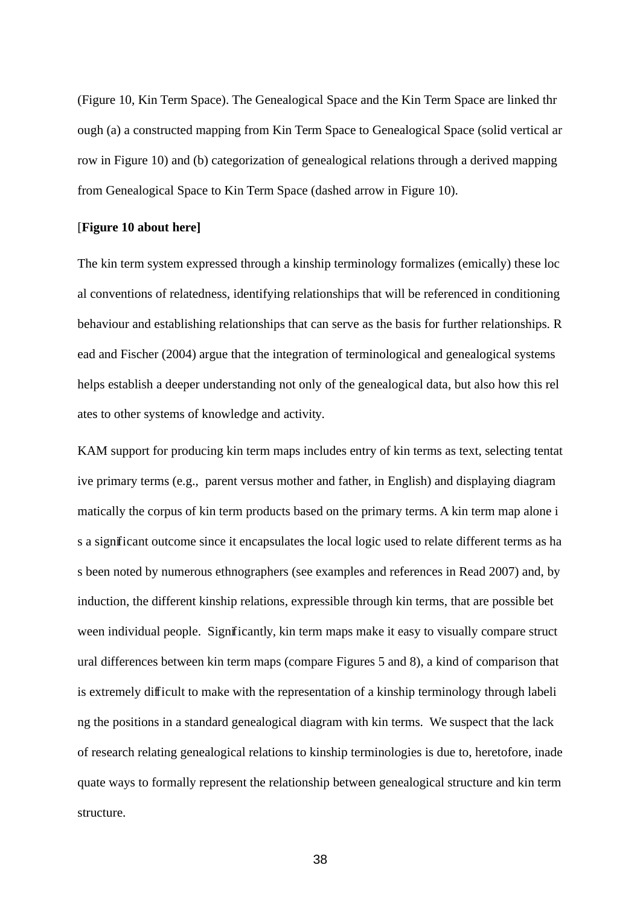(Figure 10, Kin Term Space). The Genealogical Space and the Kin Term Space are linked through (a) a constructed mapping from Kin Term Space to Genealogical Space (solid vertical arrow in Figure 10) and (b) categorization of genealogical relations through a derived mapping from Genealogical Space to Kin Term Space (dashed arrow in Figure 10).

[**Figure 10 about here]**

The kin term system expressed through a kinship terminology formalizes (emically) these local conventions of relatedness, identifying relationships that will be referenced in conditioning behaviour and establishing relationships that can serve as the basis for further relationships. Read and Fischer (2004) argue that the integration of terminological and genealogical systems helps establish a deeper understanding not only of the genealogical data, but also how this relates to other systems of knowledge and activity.

KAM support for producing kin term maps includes entry of kin terms as text, selecting tentative primary terms (e.g., parent versus mother and father, in English) and displaying diagrammatically the corpus of kin term products based on the primary terms. A kin term map alone is a significant outcome since it encapsulates the local logic used to relate different terms as has been noted by numerous ethnographers (see examples and references in Read 2007) and, by induction, the different kinship relations, expressible through kin terms, that are possible between individual people. Significantly, kin term maps make it easy to visually compare structural differences between kin term maps (compare Figures 5 and 8), a kind of comparison that is extremely difficult to make with the representation of a kinship terminology through labeling the positions in a standard genealogical diagram with kin terms. We suspect that the lack of research relating genealogical relations to kinship terminologies is due to, heretofore, inadequate ways to formally represent the relationship between genealogical structure and kin term structure.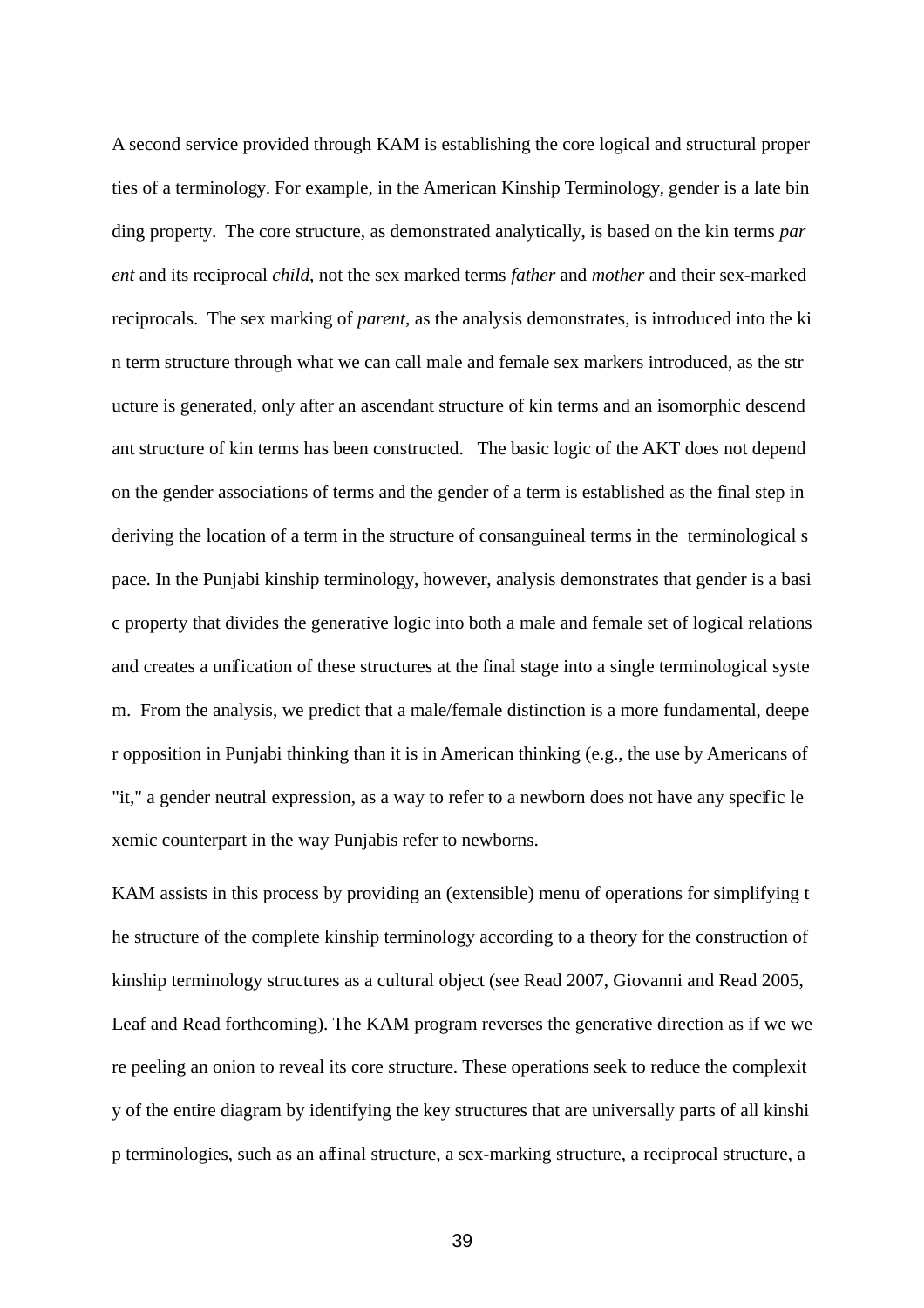A second service provided through KAM is establishing the core logical and structural properties of a terminology. For example, in the American Kinship Terminology, gender is a late binding property. The core structure, as demonstrated analytically, is based on the kin terms *parent* and its reciprocal *child*, not the sex marked terms *father* and *mother* and their sex-marked reciprocals. The sex marking of *parent*, as the analysis demonstrates, is introduced into the kin term structure through what we can call male and female sex markers introduced, as the structure is generated, only after an ascendant structure of kin terms and an isomorphic descendant structure of kin terms has been constructed. The basic logic of the AKT does not depend on the gender associations of terms and the gender of a term is established as the final step in deriving the location of a term in the structure of consanguineal terms in the terminological space. In the Punjabi kinship terminology, however, analysis demonstrates that gender is a basic property that divides the generative logic into both a male and female set of logical relations and creates a unification of these structures at the final stage into a single terminological system. From the analysis, we predict that a male/female distinction is a more fundamental, deeper opposition in Punjabi thinking than it is in American thinking (e.g., the use by Americans of "it," a gender neutral expression, as a way to refer to a newborn does not have any specific lexemic counterpart in the way Punjabis refer to newborns.

KAM assists in this process by providing an (extensible) menu of operations for simplifying the structure of the complete kinship terminology according to a theory for the construction of kinship terminology structures as a cultural object (see Read 2007, Giovanni and Read 2005, Leaf and Read forthcoming). The KAM program reverses the generative direction as if we were peeling an onion to reveal its core structure. These operations seek to reduce the complexity of the entire diagram by identifying the key structures that are universally parts of all kinship terminologies, such as an affinal structure, a sex-marking structure, a reciprocal structure, a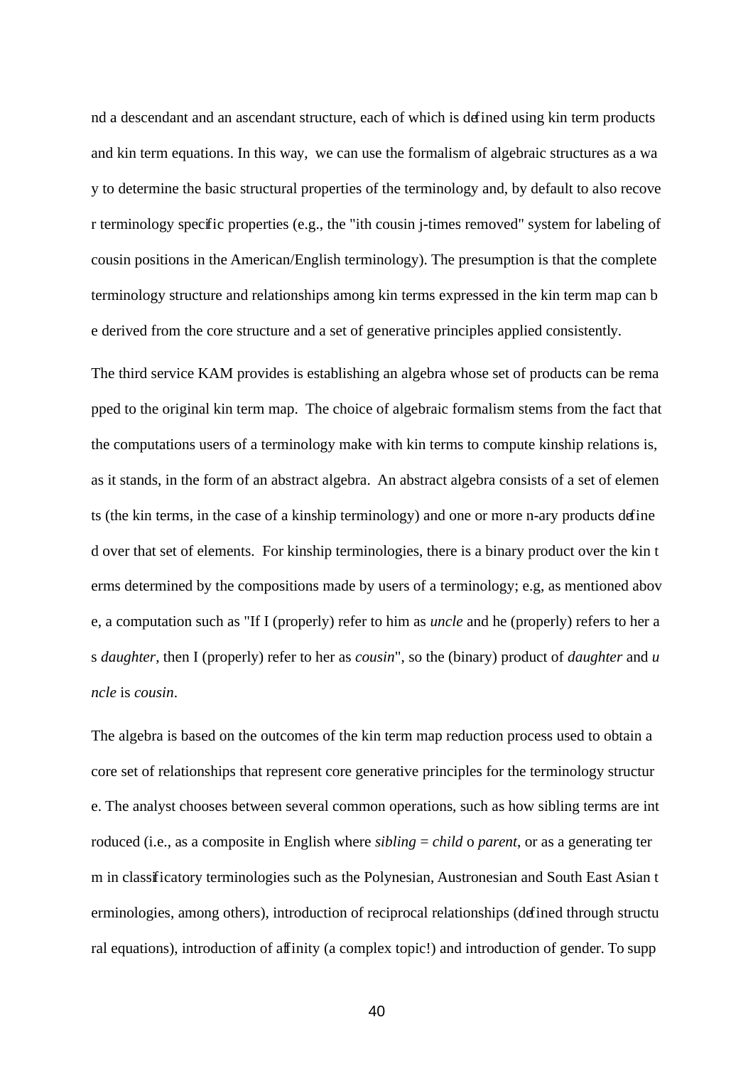nd a descendant and an ascendant structure, each of which is defined using kin term products and kin term equations. In this way, we can use the formalism of algebraic structures as a way to determine the basic structural properties of the terminology and, by default to also recover terminology specific properties (e.g., the "ith cousin j-times removed" system for labeling of cousin positions in the American/English terminology). The presumption is that the complete terminology structure and relationships among kin terms expressed in the kin term map can be derived from the core structure and a set of generative principles applied consistently.

The third service KAM provides is establishing an algebra whose set of products can be remapped to the original kin term map. The choice of algebraic formalism stems from the fact that the computations users of a terminology make with kin terms to compute kinship relations is, as it stands, in the form of an abstract algebra. An abstract algebra consists of a set of elements (the kin terms, in the case of a kinship terminology) and one or more n-ary products defined over that set of elements. For kinship terminologies, there is a binary product over the kin terms determined by the compositions made by users of a terminology; e.g, as mentioned above, a computation such as "If I (properly) refer to him as *uncle* and he (properly) refers to her as *daughter*, then I (properly) refer to her as *cousin*", so the (binary) product of *daughter* and *uncle* is *cousin*.

The algebra is based on the outcomes of the kin term map reduction process used to obtain a core set of relationships that represent core generative principles for the terminology structure. The analyst chooses between several common operations, such as how sibling terms are introduced (i.e., as a composite in English where *sibling* = *child* o *parent*, or as a generating term in classificatory terminologies such as the Polynesian, Austronesian and South East Asian terminologies, among others), introduction of reciprocal relationships (defined through structural equations), introduction of affinity (a complex topic!) and introduction of gender. To supp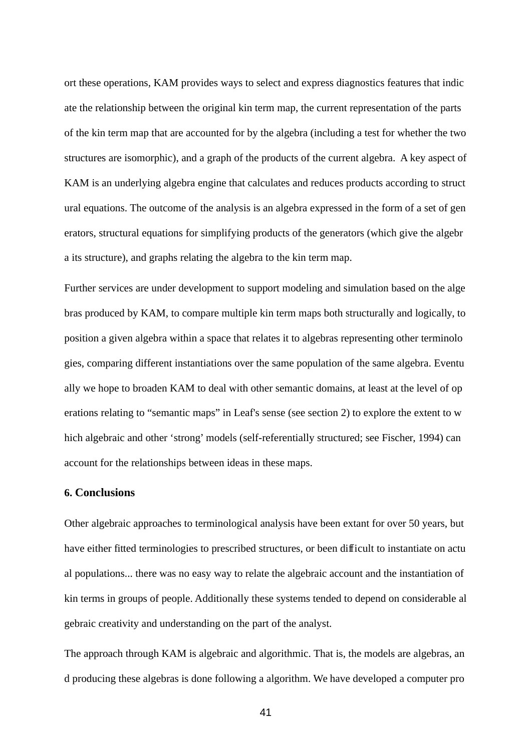ort these operations, KAM provides ways to select and express diagnostics features that indicate the relationship between the original kin term map, the current representation of the parts of the kin term map that are accounted for by the algebra (including a test for whether the two structures are isomorphic), and a graph of the products of the current algebra. A key aspect of KAM is an underlying algebra engine that calculates and reduces products according to structural equations. The outcome of the analysis is an algebra expressed in the form of a set of generators, structural equations for simplifying products of the generators (which give the algebra its structure), and graphs relating the algebra to the kin term map.

Further services are under development to support modeling and simulation based on the algebras produced by KAM, to compare multiple kin term maps both structurally and logically, to position a given algebra within a space that relates it to algebras representing other terminologies, comparing different instantiations over the same population of the same algebra. Eventually we hope to broaden KAM to deal with other semantic domains, at least at the level of operations relating to "semantic maps" in Leaf's sense (see section 2) to explore the extent to which algebraic and other 'strong' models (self-referentially structured; see Fischer, 1994) can account for the relationships between ideas in these maps.

### 6. Conclusions

Other algebraic approaches to terminological analysis have been extant for over 50 years, but have either fitted terminologies to prescribed structures, or been difficult to instantiate on actual populations... there was no easy way to relate the algebraic account and the instantiation of kin terms in groups of people. Additionally these systems tended to depend on considerable algebraic creativity and understanding on the part of the analyst.

The approach through KAM is algebraic and algorithmic. That is, the models are algebras, and producing these algebras is done following a algorithm. We have developed a computer pro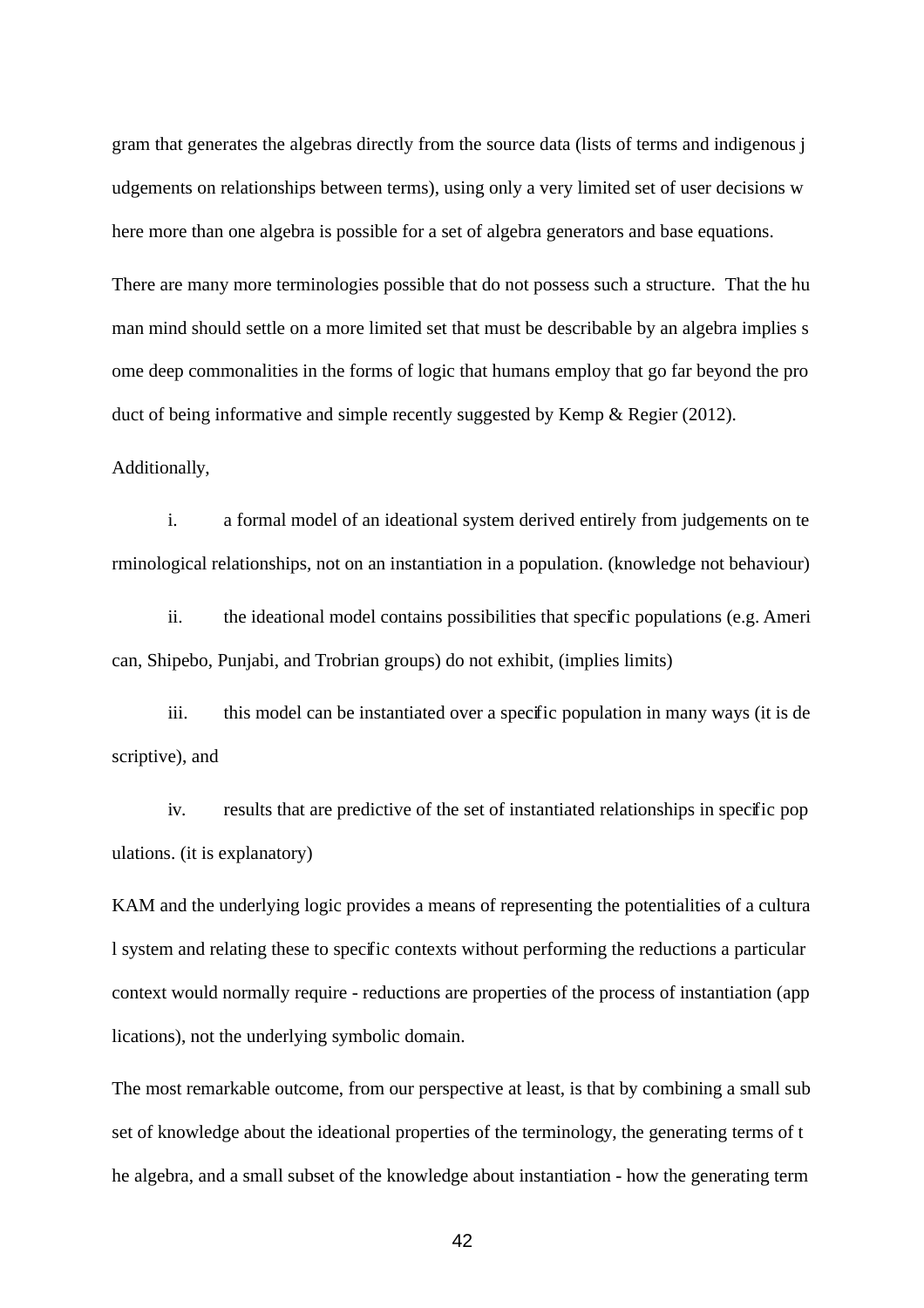gram that generates the algebras directly from the source data (lists of terms and indigenous judgements on relationships between terms), using only a very limited set of user decisions where more than one algebra is possible for a set of algebra generators and base equations.

There are many more terminologies possible that do not possess such a structure. That the human mind should settle on a more limited set that must be describable by an algebra implies some deep commonalities in the forms of logic that humans employ that go far beyond the product of being informative and simple recently suggested by Kemp & Regier (2012).

Additionally,

i. a formal model of an ideational system derived entirely from judgements on terminological relationships, not on an instantiation in a population. (knowledge not behaviour)

ii. the ideational model contains possibilities that specific populations (e.g. American, Shipebo, Punjabi, and Trobrian groups) do not exhibit, (implies limits)

iii. this model can be instantiated over a specific population in many ways (it is descriptive), and

iv. results that are predictive of the set of instantiated relationships in specific populations. (it is explanatory)

KAM and the underlying logic provides a means of representing the potentialities of a cultural system and relating these to specific contexts without performing the reductions a particular context would normally require - reductions are properties of the process of instantiation (applications), not the underlying symbolic domain.

The most remarkable outcome, from our perspective at least, is that by combining a small subset of knowledge about the ideational properties of the terminology, the generating terms of the algebra, and a small subset of the knowledge about instantiation - how the generating term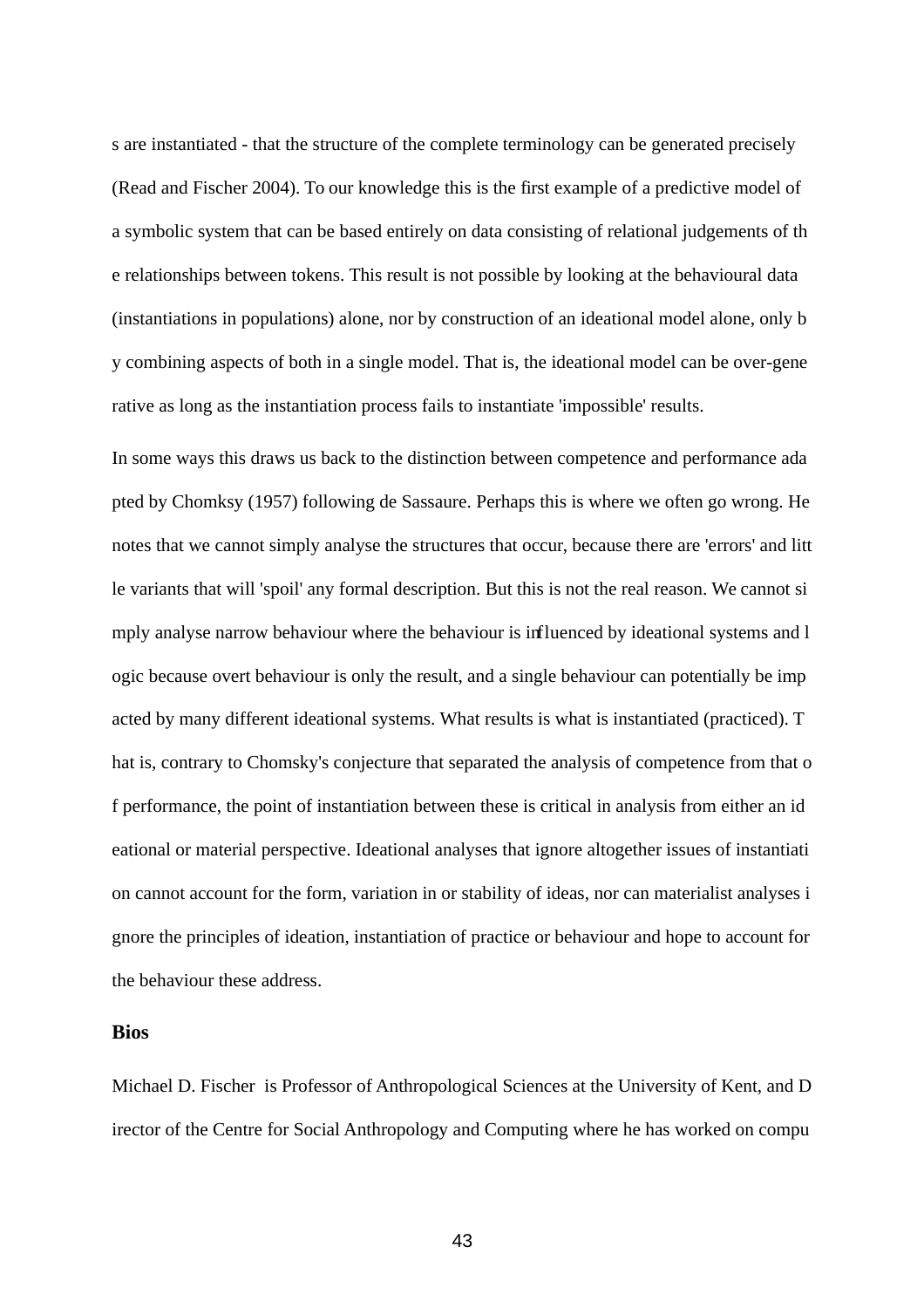s are instantiated - that the structure of the complete terminology can be generated precisely (Read and Fischer 2004). To our knowledge this is the first example of a predictive model of a symbolic system that can be based entirely on data consisting of relational judgements of the relationships between tokens. This result is not possible by looking at the behavioural data (instantiations in populations) alone, nor by construction of an ideational model alone, only by combining aspects of both in a single model. That is, the ideational model can be over-generative as long as the instantiation process fails to instantiate 'impossible' results.

In some ways this draws us back to the distinction between competence and performance adapted by Chomksy (1957) following de Sassaure. Perhaps this is where we often go wrong. He notes that we cannot simply analyse the structures that occur, because there are 'errors' and little variants that will 'spoil' any formal description. But this is not the real reason. We cannot simply analyse narrow behaviour where the behaviour is influenced by ideational systems and logic because overt behaviour is only the result, and a single behaviour can potentially be impacted by many different ideational systems. What results is what is instantiated (practiced). That is, contrary to Chomsky's conjecture that separated the analysis of competence from that of performance, the point of instantiation between these is critical in analysis from either an ideational or material perspective. Ideational analyses that ignore altogether issues of instantiation cannot account for the form, variation in or stability of ideas, nor can materialist analyses ignore the principles of ideation, instantiation of practice or behaviour and hope to account for the behaviour these address.

## Bios

Michael D. Fischer is Professor of Anthropological Sciences at the University of Kent, and Director of the Centre for Social Anthropology and Computing where he has worked on compu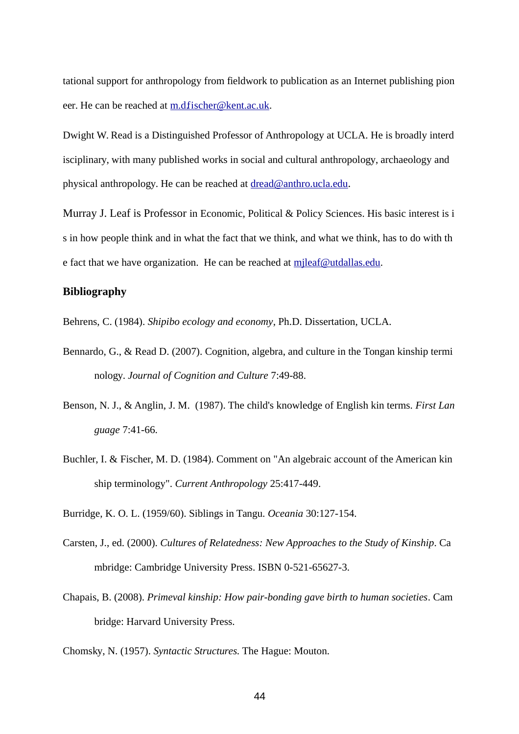tational support for anthropology from fieldwork to publication as an Internet publishing pioneer. He can be reached at m.d.fischer@kent.ac.uk.

Dwight W. Read is a Distinguished Professor of Anthropology at UCLA. He is broadly interdisciplinary, with many published works in social and cultural anthropology, archaeology and physical anthropology. He can be reached at dread@anthro.ucla.edu.

Murray J. Leaf is Professor in Economic, Political & Policy Sciences. His basic interest is is in how people think and in what the fact that we think, and what we think, has to do with the fact that we have organization. He can be reached at mjleaf@utdallas.edu.

## Bibliography

Behrens, C. (1984). *Shipibo ecology and economy*, Ph.D. Dissertation, UCLA.

Bennardo, G., & Read D. (2007). Cognition, algebra, and culture in the Tongan kinship terminology. *Journal of Cognition and Culture* 7:49-88.

Benson, N. J., & Anglin, J. M. (1987). The child's knowledge of English kin terms. *First Language* 7:41-66.

Buchler, I. & Fischer, M. D. (1984). Comment on "An algebraic account of the American kinship terminology". *Current Anthropology* 25:417-449.

Burridge, K. O. L. (1959/60). Siblings in Tangu. *Oceania* 30:127-154.

Carsten, J., ed. (2000). *Cultures of Relatedness: New Approaches to the Study of Kinship*. Cambridge: Cambridge University Press. ISBN 0-521-65627-3.

Chapais, B. (2008). *Primeval kinship: How pair-bonding gave birth to human societies*. Cambridge: Harvard University Press.

Chomsky, N. (1957). *Syntactic Structures.* The Hague: Mouton.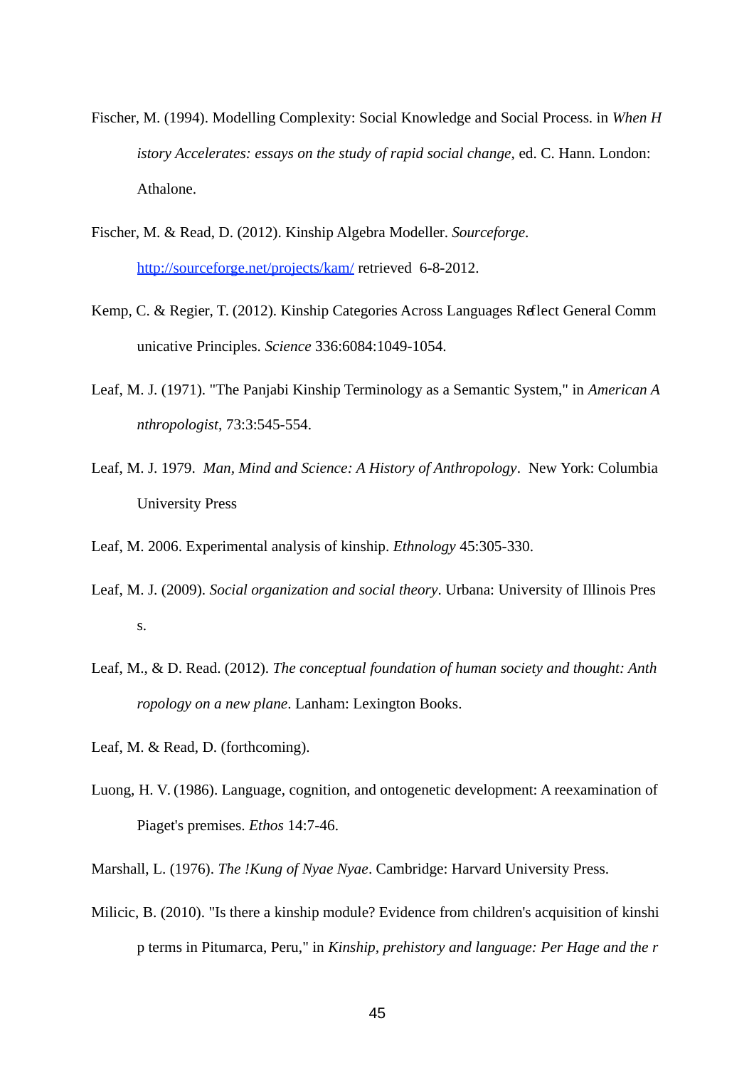Fischer, M. (1994). Modelling Complexity: Social Knowledge and Social Process. in *When History Accelerates: essays on the study of rapid social change*, ed. C. Hann. London: Athalone.

Fischer, M. & Read, D. (2012). Kinship Algebra Modeller. *Sourceforge*. http://sourceforge.net/projects/kam/ retrieved 6-8-2012.

Kemp, C. & Regier, T. (2012). Kinship Categories Across Languages Reflect General Communicative Principles. *Science* 336:6084:1049-1054.

Leaf, M. J. (1971). "The Panjabi Kinship Terminology as a Semantic System," in *American Anthropologist*, 73:3:545-554.

Leaf, M. J. 1979. *Man, Mind and Science: A History of Anthropology*. New York: Columbia University Press

Leaf, M. 2006. Experimental analysis of kinship. *Ethnology* 45:305-330.

Leaf, M. J. (2009). *Social organization and social theory*. Urbana: University of Illinois Press.

Leaf, M., & D. Read. (2012). *The conceptual foundation of human society and thought: Anthropology on a new plane*. Lanham: Lexington Books.

Leaf, M. & Read, D. (forthcoming).

Luong, H. V. (1986). Language, cognition, and ontogenetic development: A reexamination of Piaget's premises. *Ethos* 14:7-46.

Marshall, L. (1976). *The !Kung of Nyae Nyae*. Cambridge: Harvard University Press.

Milicic, B. (2010). "Is there a kinship module? Evidence from children's acquisition of kinship terms in Pitumarca, Peru," in *Kinship, prehistory and language: Per Hage and the r*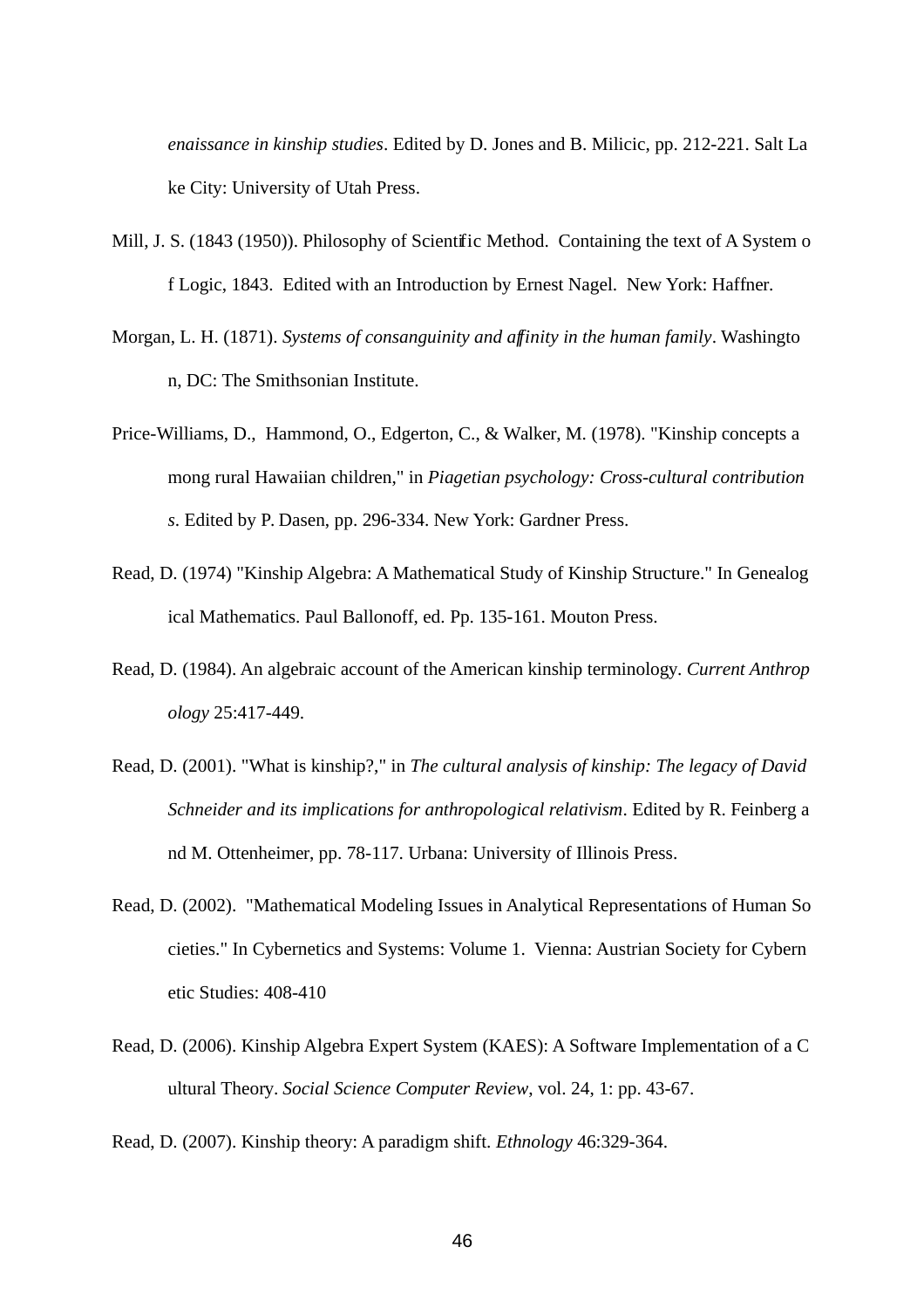*enaissance in kinship studies*. Edited by D. Jones and B. Milicic, pp. 212-221. Salt Lake City: University of Utah Press.

Mill, J. S. (1843 (1950)). Philosophy of Scientific Method. Containing the text of A System of Logic, 1843. Edited with an Introduction by Ernest Nagel. New York: Haffner.

Morgan, L. H. (1871). *Systems of consanguinity and affinity in the human family*. Washington, DC: The Smithsonian Institute.

Price-Williams, D., Hammond, O., Edgerton, C., & Walker, M. (1978). "Kinship concepts among rural Hawaiian children," in *Piagetian psychology: Cross-cultural contributions*. Edited by P. Dasen, pp. 296-334. New York: Gardner Press.

Read, D. (1974) "Kinship Algebra: A Mathematical Study of Kinship Structure." In Genealogical Mathematics. Paul Ballonoff, ed. Pp. 135-161. Mouton Press.

Read, D. (1984). An algebraic account of the American kinship terminology. *Current Anthropology* 25:417-449.

Read, D. (2001). "What is kinship?," in *The cultural analysis of kinship: The legacy of David Schneider and its implications for anthropological relativism*. Edited by R. Feinberg and M. Ottenheimer, pp. 78-117. Urbana: University of Illinois Press.

Read, D. (2002). "Mathematical Modeling Issues in Analytical Representations of Human Societies." In Cybernetics and Systems: Volume 1. Vienna: Austrian Society for Cybernetic Studies: 408-410

Read, D. (2006). Kinship Algebra Expert System (KAES): A Software Implementation of a Cultural Theory. *Social Science Computer Review*, vol. 24, 1: pp. 43-67.

Read, D. (2007). Kinship theory: A paradigm shift. *Ethnology* 46:329-364.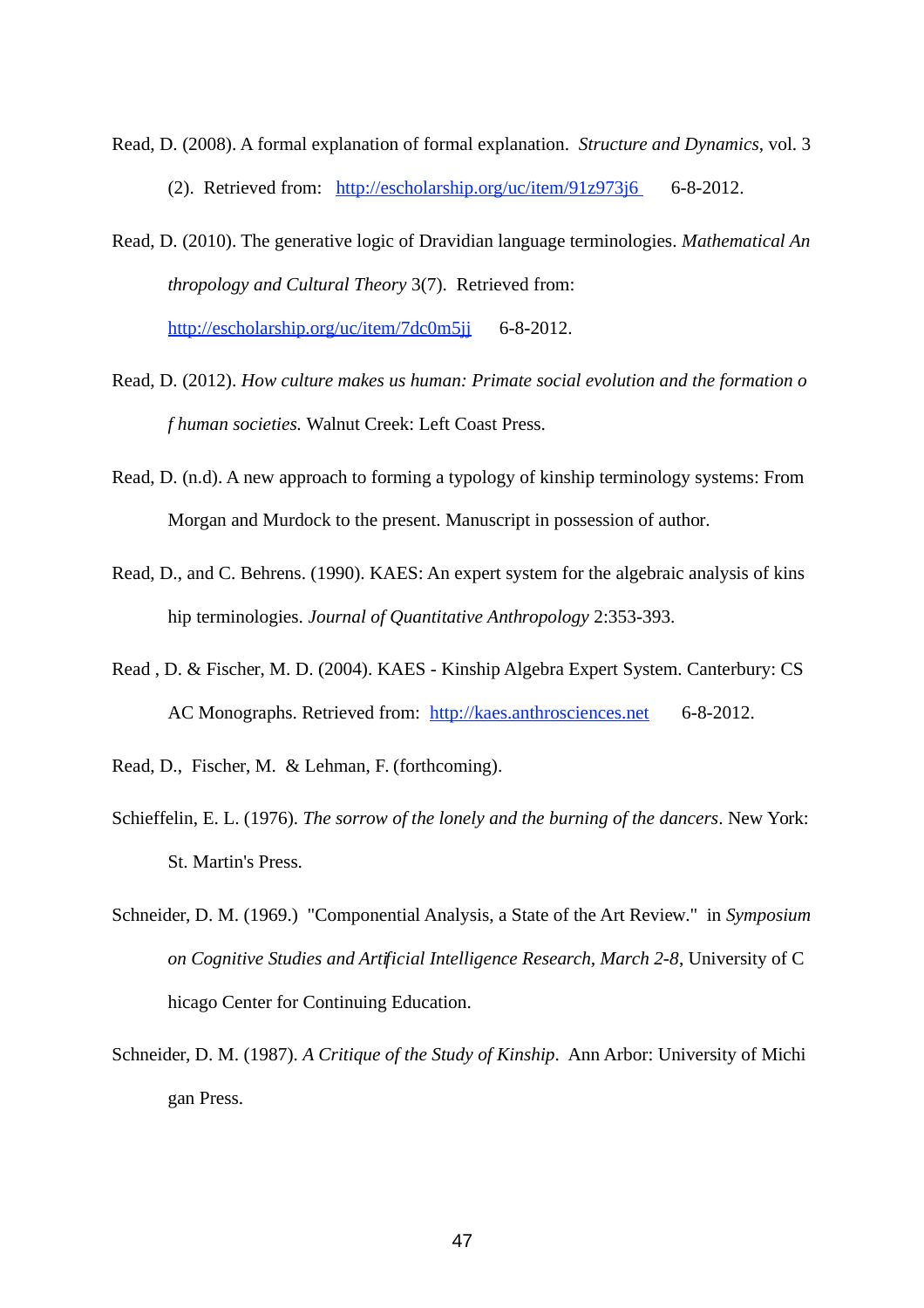Read, D. (2008). A formal explanation of formal explanation. *Structure and Dynamics*, vol. 3 (2). Retrieved from: http://escholarship.org/uc/item/91z973j6 6-8-2012.

Read, D. (2010). The generative logic of Dravidian language terminologies. *Mathematical Anthropology and Cultural Theory* 3(7). Retrieved from: http://escholarship.org/uc/item/7dc0m5jj 6-8-2012.

Read, D. (2012). *How culture makes us human: Primate social evolution and the formation of human societies.* Walnut Creek: Left Coast Press.

Read, D. (n.d). A new approach to forming a typology of kinship terminology systems: From Morgan and Murdock to the present. Manuscript in possession of author.

Read, D., and C. Behrens. (1990). KAES: An expert system for the algebraic analysis of kinship terminologies. *Journal of Quantitative Anthropology* 2:353-393.

Read , D. & Fischer, M. D. (2004). KAES - Kinship Algebra Expert System. Canterbury: CSAC Monographs. Retrieved from: http://kaes.anthrosciences.net 6-8-2012.

Read, D., Fischer, M. & Lehman, F. (forthcoming).

Schieffelin, E. L. (1976). *The sorrow of the lonely and the burning of the dancers*. New York: St. Martin's Press.

Schneider, D. M. (1969.) "Componential Analysis, a State of the Art Review." in *Symposium on Cognitive Studies and Artificial Intelligence Research, March 2-8*, University of Chicago Center for Continuing Education.

Schneider, D. M. (1987). *A Critique of the Study of Kinship*. Ann Arbor: University of Michigan Press.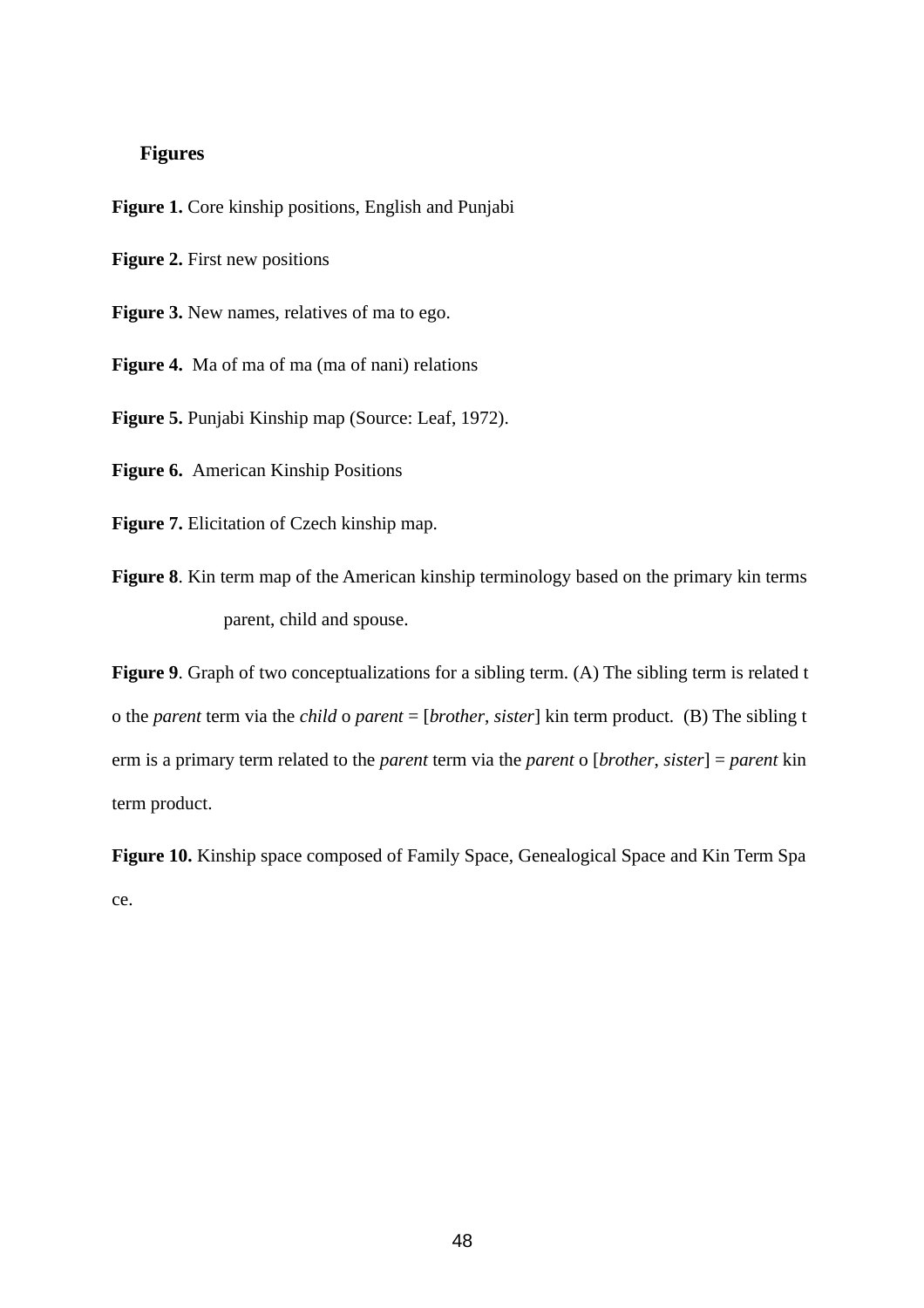## Figures

**Figure 1.** Core kinship positions, English and Punjabi

**Figure 2.** First new positions

**Figure 3.** New names, relatives of ma to ego.

**Figure 4.** Ma of ma of ma (ma of nani) relations

**Figure 5.** Punjabi Kinship map (Source: Leaf, 1972).

**Figure 6.** American Kinship Positions

**Figure 7.** Elicitation of Czech kinship map.

**Figure 8**. Kin term map of the American kinship terminology based on the primary kin terms parent, child and spouse.

**Figure 9**. Graph of two conceptualizations for a sibling term. (A) The sibling term is related to the *parent* term via the *child* o *parent* = [*brother*, *sister*] kin term product. (B) The sibling term is a primary term related to the *parent* term via the *parent* o [*brother*, *sister*] = *parent* kin term product.

**Figure 10.** Kinship space composed of Family Space, Genealogical Space and Kin Term Space.